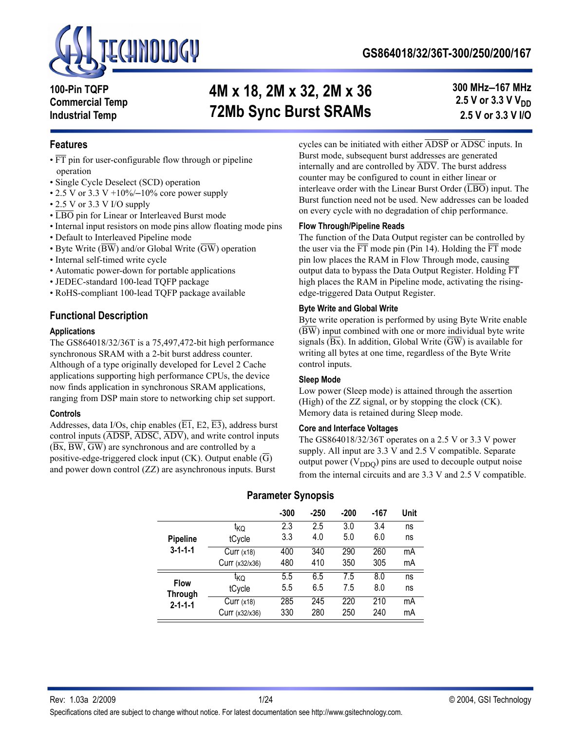# GS864018/32/36T-300/250/200/167

**100-Pin TQFP**
**Commercial Temp**
**Industrial Temp**

# 4M x 18, 2M x 32, 2M x 36 72Mb Sync Burst SRAMs

**300 MHz–167 MHz**
**2.5 V or 3.3 V $V_{DD}$**
**2.5 V or 3.3 V I/O**

## Features

- FT pin for user-configurable flow through or pipeline operation
- Single Cycle Deselect (SCD) operation
- 2.5 V or 3.3 V +10%/–10% core power supply
- 2.5 V or 3.3 V I/O supply
- LBO pin for Linear or Interleaved Burst mode
- Internal input resistors on mode pins allow floating mode pins
- Default to Interleaved Pipeline mode
- Byte Write (BW) and/or Global Write (GW) operation
- Internal self-timed write cycle
- Automatic power-down for portable applications
- JEDEC-standard 100-lead TQFP package
- RoHS-compliant 100-lead TQFP package available

## Functional Description

### Applications

The GS864018/32/36T is a 75,497,472-bit high performance synchronous SRAM with a 2-bit burst address counter. Although of a type originally developed for Level 2 Cache applications supporting high performance CPUs, the device now finds application in synchronous SRAM applications, ranging from DSP main store to networking chip set support.

### Controls

Addresses, data I/Os, chip enables (E1, E2, E3), address burst control inputs (ADSP, ADSC, ADV), and write control inputs (Bx, BW, GW) are synchronous and are controlled by a positive-edge-triggered clock input (CK). Output enable (G) and power down control (ZZ) are asynchronous inputs. Burst cycles can be initiated with either ADSP or ADSC inputs. In Burst mode, subsequent burst addresses are generated internally and are controlled by ADV. The burst address counter may be configured to count in either linear or interleave order with the Linear Burst Order (LBO) input. The Burst function need not be used. New addresses can be loaded on every cycle with no degradation of chip performance.

### Flow Through/Pipeline Reads

The function of the Data Output register can be controlled by the user via the FT mode pin (Pin 14). Holding the FT mode pin low places the RAM in Flow Through mode, causing output data to bypass the Data Output Register. Holding FT high places the RAM in Pipeline mode, activating the rising-edge-triggered Data Output Register.

### Byte Write and Global Write

Byte write operation is performed by using Byte Write enable (BW) input combined with one or more individual byte write signals (Bx). In addition, Global Write (GW) is available for writing all bytes at one time, regardless of the Byte Write control inputs.

### Sleep Mode

Low power (Sleep mode) is attained through the assertion (High) of the ZZ signal, or by stopping the clock (CK). Memory data is retained during Sleep mode.

### Core and Interface Voltages

The GS864018/32/36T operates on a 2.5 V or 3.3 V power supply. All input are 3.3 V and 2.5 V compatible. Separate output power ($V_{DDQ}$) pins are used to decouple output noise from the internal circuits and are 3.3 V and 2.5 V compatible.

## Parameter Synopsis

| | | -300 | -250 | -200 | -167 | Unit |
|---|---|---|---|---|---|---|
| Pipeline 3-1-1-1 | $t_{KQ}$ | 2.3 | 2.5 | 3.0 | 3.4 | ns |
| | tCycle | 3.3 | 4.0 | 5.0 | 6.0 | ns |
| | Curr (x18) | 400 | 340 | 290 | 260 | mA |
| | Curr (x32/x36) | 480 | 410 | 350 | 305 | mA |
| Flow Through 2-1-1-1 | $t_{KQ}$ | 5.5 | 6.5 | 7.5 | 8.0 | ns |
| | tCycle | 5.5 | 6.5 | 7.5 | 8.0 | ns |
| | Curr (x18) | 285 | 245 | 220 | 210 | mA |
| | Curr (x32/x36) | 330 | 280 | 250 | 240 | mA |

Rev: 1.03a 2/2009 © 2004, GSI Technology

Specifications cited are subject to change without notice. For latest documentation see http://www.gsitechnology.com.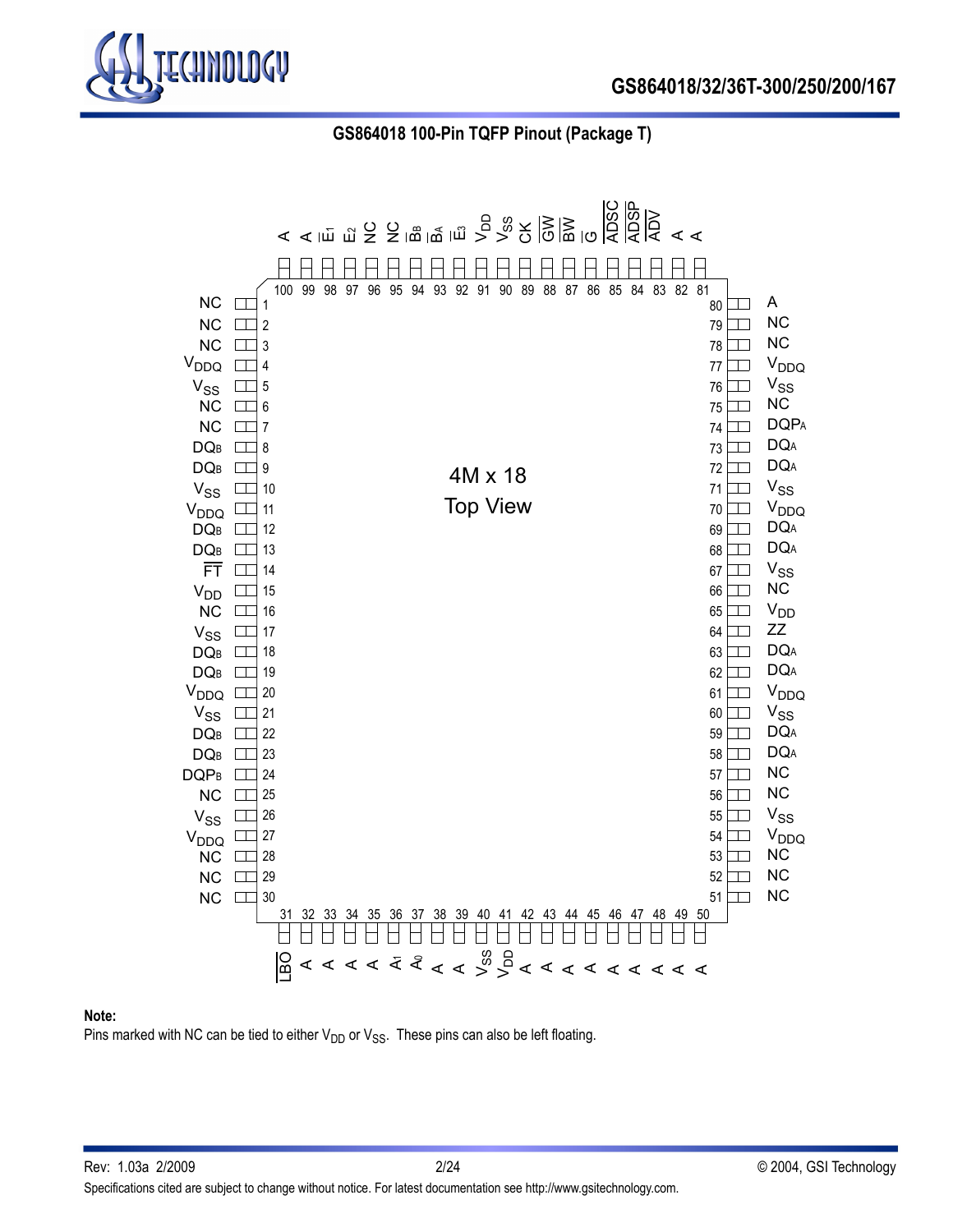## GS864018 100-Pin TQFP Pinout (Package T)

4M x 18 Top View

| Pin | Signal | Pin | Signal |
|---|---|---|---|
| 1 | NC | 80 | A |
| 2 | NC | 79 | NC |
| 3 | NC | 78 | NC |
| 4 | $V_{DDQ}$ | 77 | $V_{DDQ}$ |
| 5 | $V_{SS}$ | 76 | $V_{SS}$ |
| 6 | NC | 75 | NC |
| 7 | NC | 74 | $DQP_A$ |
| 8 | $DQ_B$ | 73 | $DQ_A$ |
| 9 | $DQ_B$ | 72 | $DQ_A$ |
| 10 | $V_{SS}$ | 71 | $V_{SS}$ |
| 11 | $V_{DDQ}$ | 70 | $V_{DDQ}$ |
| 12 | $DQ_B$ | 69 | $DQ_A$ |
| 13 | $DQ_B$ | 68 | $DQ_A$ |
| 14 | $\overline{FT}$ | 67 | $V_{SS}$ |
| 15 | $V_{DD}$ | 66 | NC |
| 16 | NC | 65 | $V_{DD}$ |
| 17 | $V_{SS}$ | 64 | ZZ |
| 18 | $DQ_B$ | 63 | $DQ_A$ |
| 19 | $DQ_B$ | 62 | $DQ_A$ |
| 20 | $V_{DDQ}$ | 61 | $V_{DDQ}$ |
| 21 | $V_{SS}$ | 60 | $V_{SS}$ |
| 22 | $DQ_B$ | 59 | $DQ_A$ |
| 23 | $DQ_B$ | 58 | $DQ_A$ |
| 24 | $DQP_B$ | 57 | NC |
| 25 | NC | 56 | NC |
| 26 | $V_{SS}$ | 55 | $V_{SS}$ |
| 27 | $V_{DDQ}$ | 54 | $V_{DDQ}$ |
| 28 | NC | 53 | NC |
| 29 | NC | 52 | NC |
| 30 | NC | 51 | NC |

| Pin | Signal | Pin | Signal |
|---|---|---|---|
| 100 | A | 31 | $\overline{LBO}$ |
| 99 | A | 32 | A |
| 98 | $\overline{E}_1$ | 33 | A |
| 97 | $E_2$ | 34 | A |
| 96 | NC | 35 | A |
| 95 | NC | 36 | $A_1$ |
| 94 | $\overline{B}_B$ | 37 | $A_0$ |
| 93 | $\overline{B}_A$ | 38 | A |
| 92 | $\overline{E}_3$ | 39 | A |
| 91 | $V_{DD}$ | 40 | $V_{SS}$ |
| 90 | $V_{SS}$ | 41 | $V_{DD}$ |
| 89 | CK | 42 | A |
| 88 | $\overline{GW}$ | 43 | A |
| 87 | $\overline{BW}$ | 44 | A |
| 86 | $\overline{G}$ | 45 | A |
| 85 | $\overline{ADSC}$ | 46 | A |
| 84 | $\overline{ADSP}$ | 47 | A |
| 83 | $\overline{ADV}$ | 48 | A |
| 82 | A | 49 | A |
| 81 | A | 50 | A |

**Note:**
Pins marked with NC can be tied to either $V_{DD}$ or $V_{SS}$. These pins can also be left floating.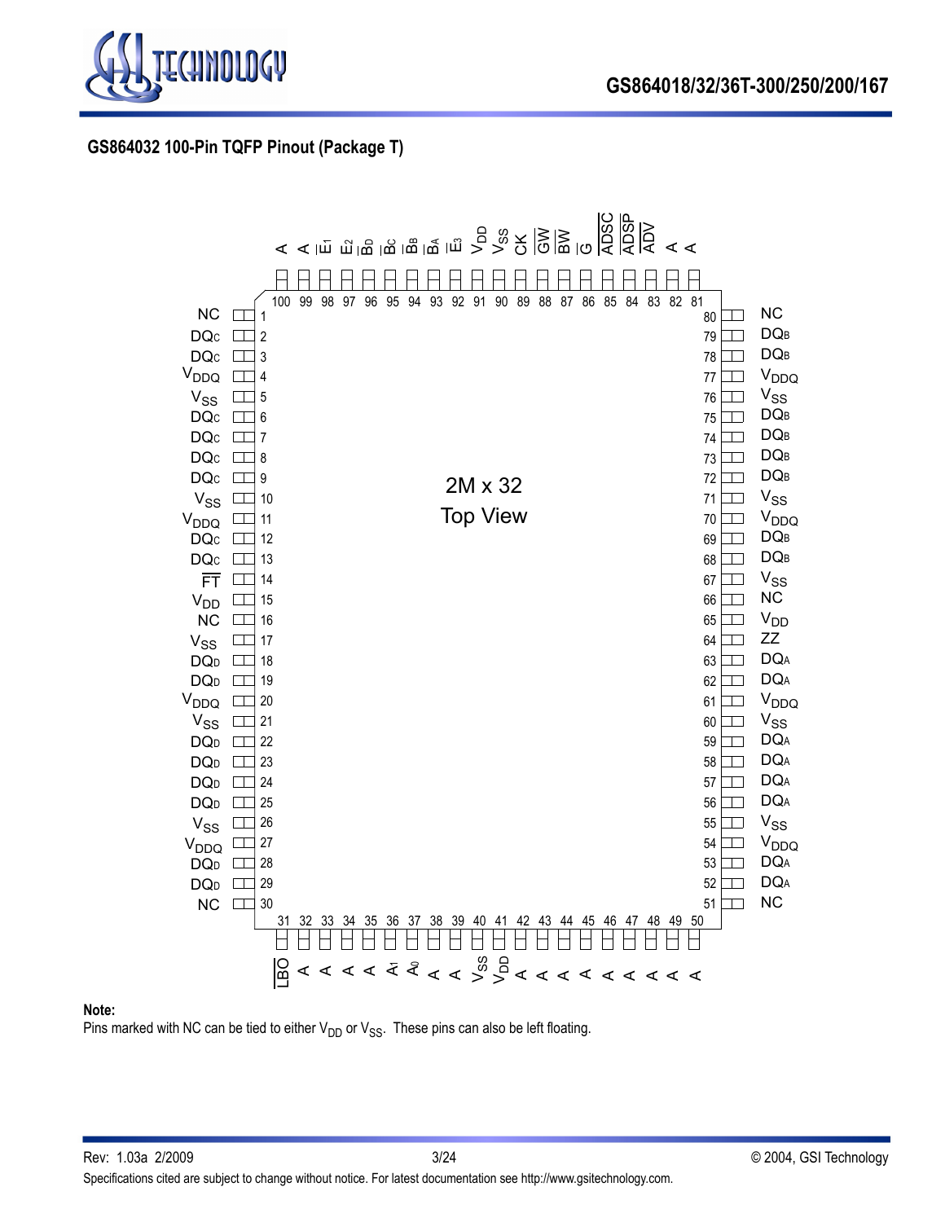## GS864032 100-Pin TQFP Pinout (Package T)

2M x 32
Top View

| Pin | Signal | Pin | Signal |
|---|---|---|---|
| 1 | NC | 80 | NC |
| 2 | $DQ_C$ | 79 | $DQ_B$ |
| 3 | $DQ_C$ | 78 | $DQ_B$ |
| 4 | $V_{DDQ}$ | 77 | $V_{DDQ}$ |
| 5 | $V_{SS}$ | 76 | $V_{SS}$ |
| 6 | $DQ_C$ | 75 | $DQ_B$ |
| 7 | $DQ_C$ | 74 | $DQ_B$ |
| 8 | $DQ_C$ | 73 | $DQ_B$ |
| 9 | $DQ_C$ | 72 | $DQ_B$ |
| 10 | $V_{SS}$ | 71 | $V_{SS}$ |
| 11 | $V_{DDQ}$ | 70 | $V_{DDQ}$ |
| 12 | $DQ_C$ | 69 | $DQ_B$ |
| 13 | $DQ_C$ | 68 | $DQ_B$ |
| 14 | $\overline{FT}$ | 67 | $V_{SS}$ |
| 15 | $V_{DD}$ | 66 | NC |
| 16 | NC | 65 | $V_{DD}$ |
| 17 | $V_{SS}$ | 64 | ZZ |
| 18 | $DQ_D$ | 63 | $DQ_A$ |
| 19 | $DQ_D$ | 62 | $DQ_A$ |
| 20 | $V_{DDQ}$ | 61 | $V_{DDQ}$ |
| 21 | $V_{SS}$ | 60 | $V_{SS}$ |
| 22 | $DQ_D$ | 59 | $DQ_A$ |
| 23 | $DQ_D$ | 58 | $DQ_A$ |
| 24 | $DQ_D$ | 57 | $DQ_A$ |
| 25 | $DQ_D$ | 56 | $DQ_A$ |
| 26 | $V_{SS}$ | 55 | $V_{SS}$ |
| 27 | $V_{DDQ}$ | 54 | $V_{DDQ}$ |
| 28 | $DQ_D$ | 53 | $DQ_A$ |
| 29 | $DQ_D$ | 52 | $DQ_A$ |
| 30 | NC | 51 | NC |

| Pin | Signal | Pin | Signal |
|---|---|---|---|
| 100 | A | 31 | $\overline{LBO}$ |
| 99 | A | 32 | A |
| 98 | $\overline{E_1}$ | 33 | A |
| 97 | $E_2$ | 34 | A |
| 96 | $\overline{B_D}$ | 35 | A |
| 95 | $\overline{B_C}$ | 36 | $A_1$ |
| 94 | $\overline{B_B}$ | 37 | $A_0$ |
| 93 | $\overline{B_A}$ | 38 | A |
| 92 | $\overline{E_3}$ | 39 | A |
| 91 | $V_{DD}$ | 40 | $V_{SS}$ |
| 90 | $V_{SS}$ | 41 | $V_{DD}$ |
| 89 | CK | 42 | A |
| 88 | $\overline{GW}$ | 43 | A |
| 87 | $\overline{BW}$ | 44 | A |
| 86 | $\overline{G}$ | 45 | A |
| 85 | $\overline{ADSC}$ | 46 | A |
| 84 | $\overline{ADSP}$ | 47 | A |
| 83 | $\overline{ADV}$ | 48 | A |
| 82 | A | 49 | A |
| 81 | A | 50 | A |

**Note:**
Pins marked with NC can be tied to either $V_{DD}$ or $V_{SS}$. These pins can also be left floating.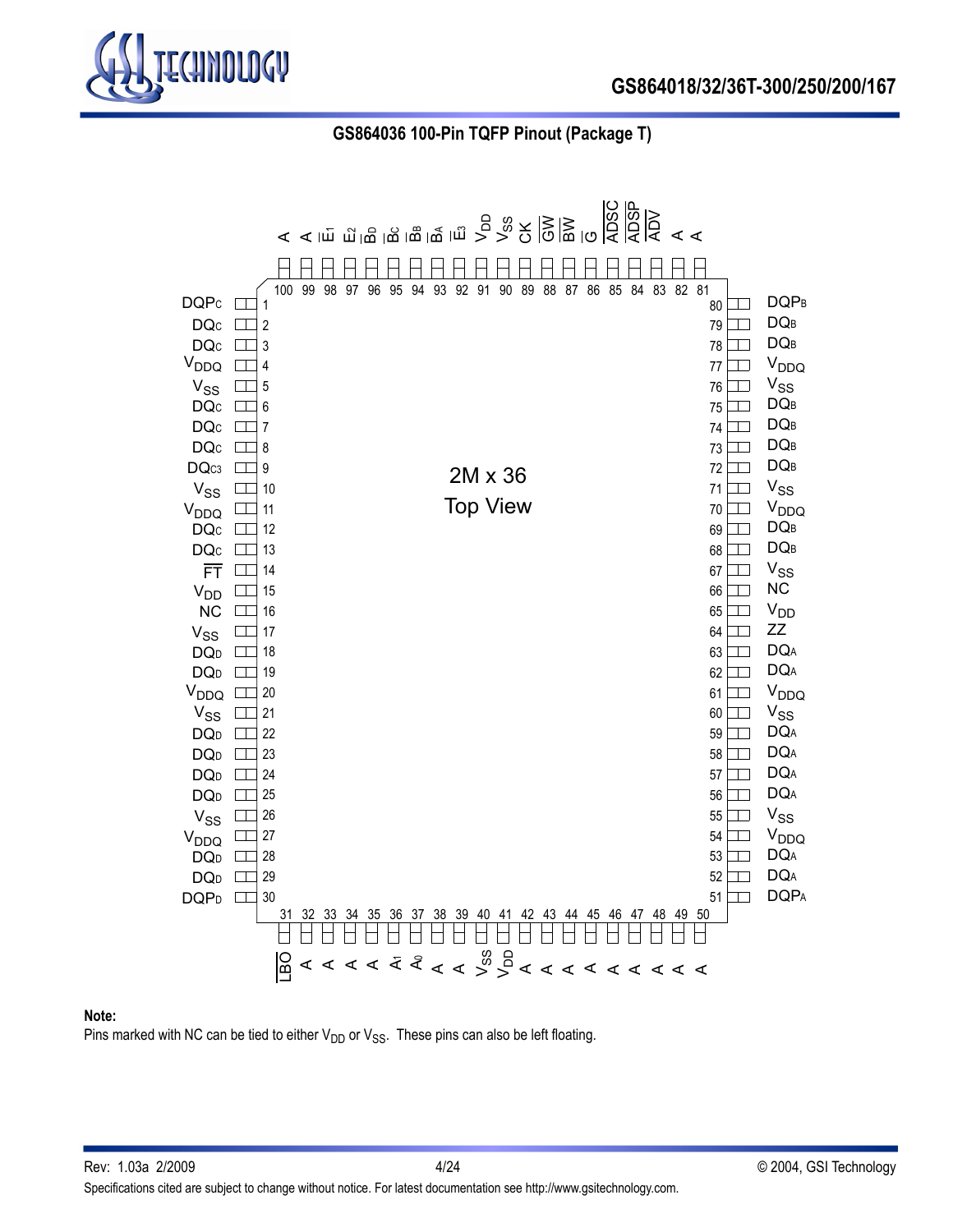## GS864036 100-Pin TQFP Pinout (Package T)

2M x 36
Top View

| Pin | Signal | Pin | Signal |
|---|---|---|---|
| 1 | DQPC | 80 | DQPB |
| 2 | DQC | 79 | DQB |
| 3 | DQC | 78 | DQB |
| 4 | $V_{DDQ}$ | 77 | $V_{DDQ}$ |
| 5 | $V_{SS}$ | 76 | $V_{SS}$ |
| 6 | DQC | 75 | DQB |
| 7 | DQC | 74 | DQB |
| 8 | DQC | 73 | DQB |
| 9 | DQC3 | 72 | DQB |
| 10 | $V_{SS}$ | 71 | $V_{SS}$ |
| 11 | $V_{DDQ}$ | 70 | $V_{DDQ}$ |
| 12 | DQC | 69 | DQB |
| 13 | DQC | 68 | DQB |
| 14 | $\overline{FT}$ | 67 | $V_{SS}$ |
| 15 | $V_{DD}$ | 66 | NC |
| 16 | NC | 65 | $V_{DD}$ |
| 17 | $V_{SS}$ | 64 | ZZ |
| 18 | DQD | 63 | DQA |
| 19 | DQD | 62 | DQA |
| 20 | $V_{DDQ}$ | 61 | $V_{DDQ}$ |
| 21 | $V_{SS}$ | 60 | $V_{SS}$ |
| 22 | DQD | 59 | DQA |
| 23 | DQD | 58 | DQA |
| 24 | DQD | 57 | DQA |
| 25 | DQD | 56 | DQA |
| 26 | $V_{SS}$ | 55 | $V_{SS}$ |
| 27 | $V_{DDQ}$ | 54 | $V_{DDQ}$ |
| 28 | DQD | 53 | DQA |
| 29 | DQD | 52 | DQA |
| 30 | DQPD | 51 | DQPA |

| Pin | Signal | Pin | Signal |
|---|---|---|---|
| 100 | A | 31 | $\overline{LBO}$ |
| 99 | A | 32 | A |
| 98 | $\overline{E_1}$ | 33 | A |
| 97 | $E_2$ | 34 | A |
| 96 | $\overline{B_D}$ | 35 | A |
| 95 | $\overline{B_C}$ | 36 | $A_1$ |
| 94 | $\overline{B_B}$ | 37 | $A_0$ |
| 93 | $\overline{B_A}$ | 38 | A |
| 92 | $\overline{E_3}$ | 39 | A |
| 91 | $V_{DD}$ | 40 | $V_{SS}$ |
| 90 | $V_{SS}$ | 41 | $V_{DD}$ |
| 89 | CK | 42 | A |
| 88 | $\overline{GW}$ | 43 | A |
| 87 | $\overline{BW}$ | 44 | A |
| 86 | $\overline{G}$ | 45 | A |
| 85 | $\overline{ADSC}$ | 46 | A |
| 84 | $\overline{ADSP}$ | 47 | A |
| 83 | $\overline{ADV}$ | 48 | A |
| 82 | A | 49 | A |
| 81 | A | 50 | A |

**Note:**
Pins marked with NC can be tied to either $V_{DD}$ or $V_{SS}$. These pins can also be left floating.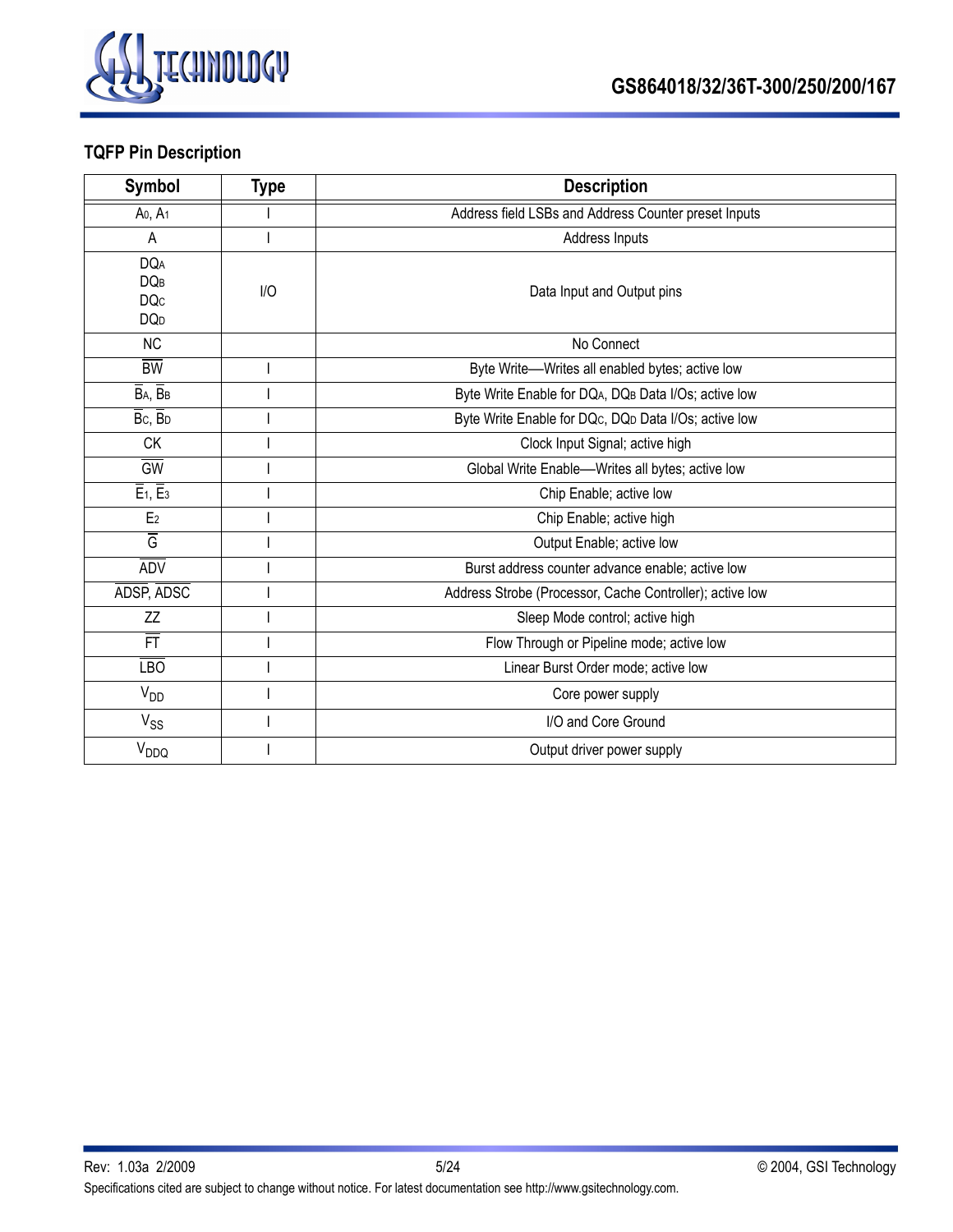## TQFP Pin Description

| Symbol | Type | Description |
|---|---|---|
| $A_0$, $A_1$ | I | Address field LSBs and Address Counter preset Inputs |
| A | I | Address Inputs |
| $DQ_A$ $DQ_B$ $DQ_C$ $DQ_D$ | I/O | Data Input and Output pins |
| NC | | No Connect |
| $\overline{BW}$ | I | Byte Write—Writes all enabled bytes; active low |
| $\overline{B}_A$, $\overline{B}_B$ | I | Byte Write Enable for $DQ_A$, $DQ_B$ Data I/Os; active low |
| $\overline{B}_C$, $\overline{B}_D$ | I | Byte Write Enable for $DQ_C$, $DQ_D$ Data I/Os; active low |
| CK | I | Clock Input Signal; active high |
| $\overline{GW}$ | I | Global Write Enable—Writes all bytes; active low |
| $\overline{E}_1$, $\overline{E}_3$ | I | Chip Enable; active low |
| $E_2$ | I | Chip Enable; active high |
| $\overline{G}$ | I | Output Enable; active low |
| $\overline{ADV}$ | I | Burst address counter advance enable; active low |
| $\overline{ADSP}$, $\overline{ADSC}$ | I | Address Strobe (Processor, Cache Controller); active low |
| ZZ | I | Sleep Mode control; active high |
| $\overline{FT}$ | I | Flow Through or Pipeline mode; active low |
| $\overline{LBO}$ | I | Linear Burst Order mode; active low |
| $V_{DD}$ | I | Core power supply |
| $V_{SS}$ | I | I/O and Core Ground |
| $V_{DDQ}$ | I | Output driver power supply |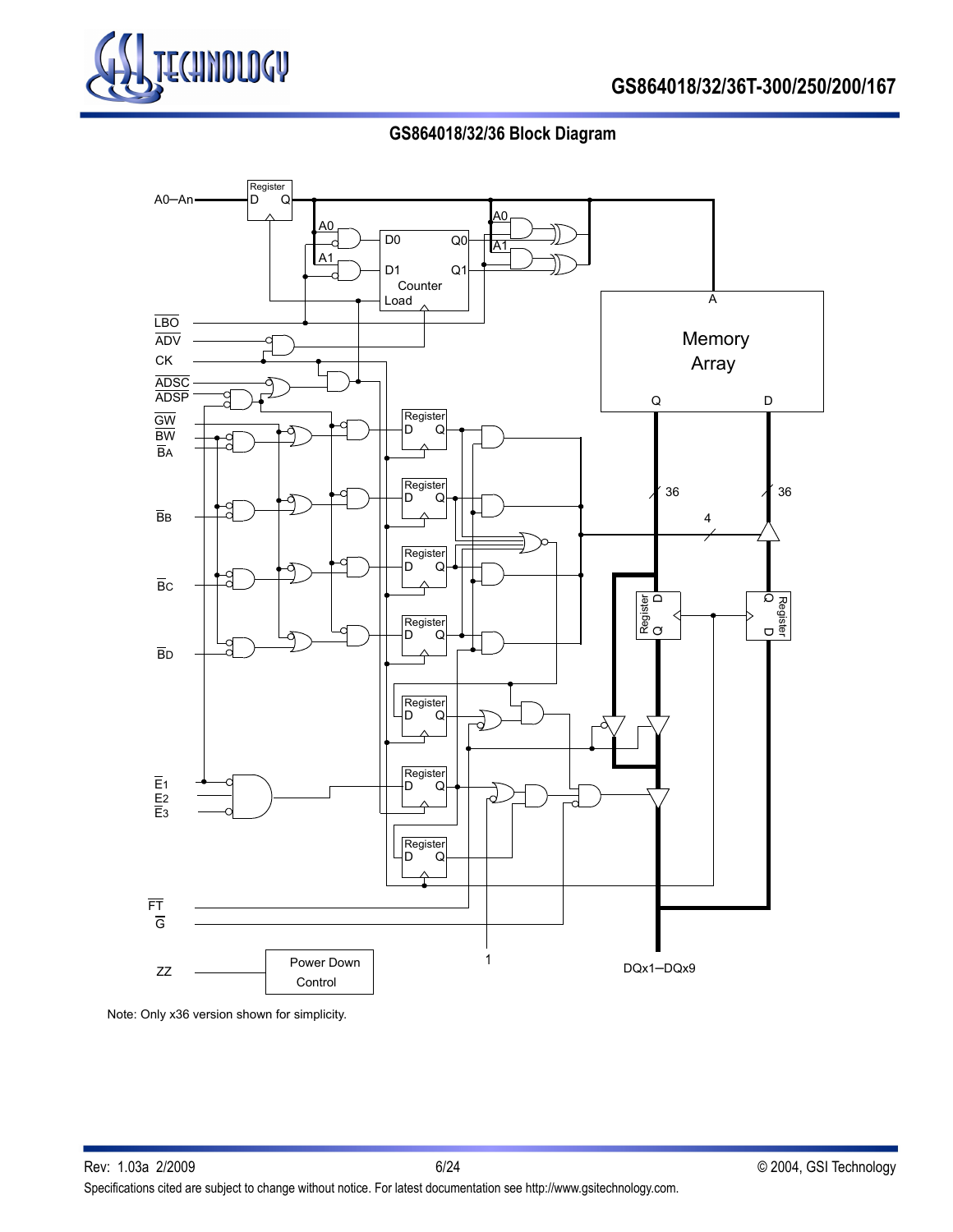## GS864018/32/36 Block Diagram

Note: Only x36 version shown for simplicity.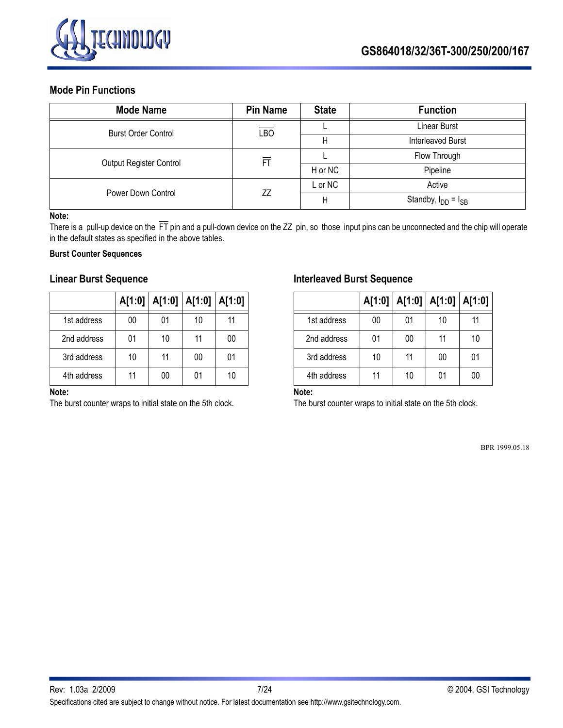### Mode Pin Functions

| Mode Name | Pin Name | State | Function |
|---|---|---|---|
| Burst Order Control | $\overline{LBO}$ | L | Linear Burst |
| | | H | Interleaved Burst |
| Output Register Control | $\overline{FT}$ | L | Flow Through |
| | | H or NC | Pipeline |
| Power Down Control | ZZ | L or NC | Active |
| | | H | Standby, $I_{DD} = I_{SB}$ |

**Note:**
There is a pull-up device on the $\overline{FT}$ pin and a pull-down device on the ZZ pin, so those input pins can be unconnected and the chip will operate in the default states as specified in the above tables.

**Burst Counter Sequences**

### Linear Burst Sequence

| | A[1:0] | A[1:0] | A[1:0] | A[1:0] |
|---|---|---|---|---|
| 1st address | 00 | 01 | 10 | 11 |
| 2nd address | 01 | 10 | 11 | 00 |
| 3rd address | 10 | 11 | 00 | 01 |
| 4th address | 11 | 00 | 01 | 10 |

**Note:**
The burst counter wraps to initial state on the 5th clock.

### Interleaved Burst Sequence

| | A[1:0] | A[1:0] | A[1:0] | A[1:0] |
|---|---|---|---|---|
| 1st address | 00 | 01 | 10 | 11 |
| 2nd address | 01 | 00 | 11 | 10 |
| 3rd address | 10 | 11 | 00 | 01 |
| 4th address | 11 | 10 | 01 | 00 |

**Note:**
The burst counter wraps to initial state on the 5th clock.

BPR 1999.05.18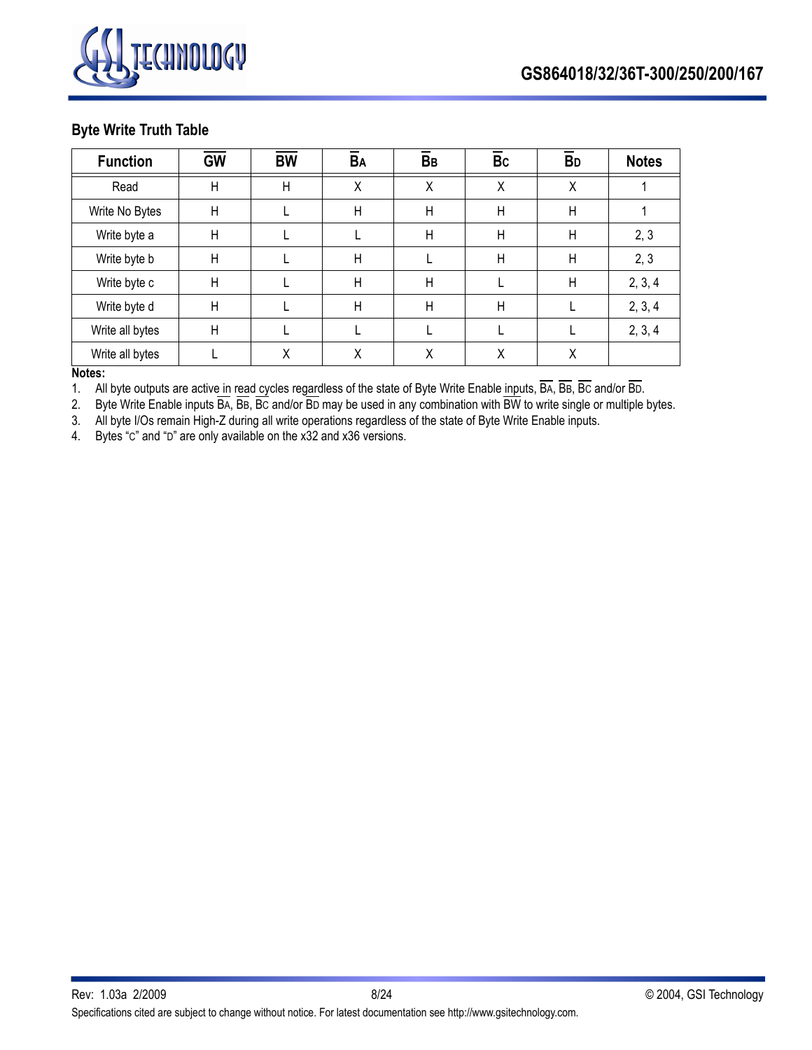### Byte Write Truth Table

| Function | $\overline{GW}$ | $\overline{BW}$ | $\overline{B}_A$ | $\overline{B}_B$ | $\overline{B}_C$ | $\overline{B}_D$ | Notes |
|---|---|---|---|---|---|---|---|
| Read | H | H | X | X | X | X | 1 |
| Write No Bytes | H | L | H | H | H | H | 1 |
| Write byte a | H | L | L | H | H | H | 2, 3 |
| Write byte b | H | L | H | L | H | H | 2, 3 |
| Write byte c | H | L | H | H | L | H | 2, 3, 4 |
| Write byte d | H | L | H | H | H | L | 2, 3, 4 |
| Write all bytes | H | L | L | L | L | L | 2, 3, 4 |
| Write all bytes | L | X | X | X | X | X | |

**Notes:**

1. All byte outputs are active in read cycles regardless of the state of Byte Write Enable inputs, $\overline{B}_A$, $\overline{B}_B$, $\overline{B}_C$ and/or $\overline{B}_D$.
2. Byte Write Enable inputs $\overline{B}_A$, $\overline{B}_B$, $\overline{B}_C$ and/or $\overline{B}_D$ may be used in any combination with $\overline{BW}$ to write single or multiple bytes.
3. All byte I/Os remain High-Z during all write operations regardless of the state of Byte Write Enable inputs.
4. Bytes "C" and "D" are only available on the x32 and x36 versions.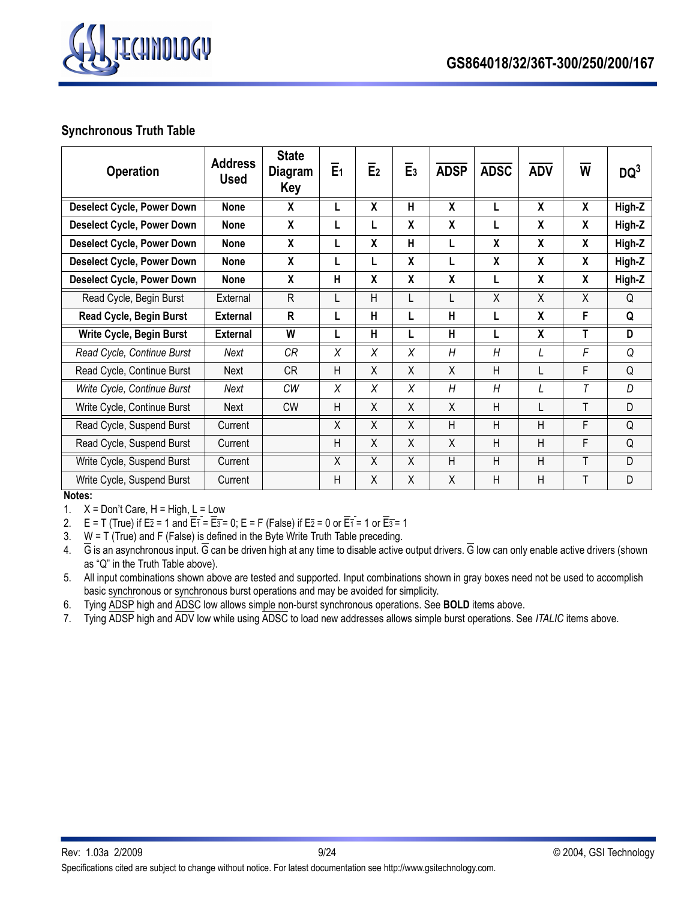## Synchronous Truth Table

| Operation | Address Used | State Diagram Key | $\overline{E}_1$ | $\overline{E}_2$ | $\overline{E}_3$ | $\overline{ADSP}$ | $\overline{ADSC}$ | $\overline{ADV}$ | $\overline{W}$ | DQ[3] |
|---|---|---|---|---|---|---|---|---|---|---|
| **Deselect Cycle, Power Down** | **None** | **X** | **L** | **X** | **H** | **X** | **L** | **X** | **X** | **High-Z** |
| **Deselect Cycle, Power Down** | **None** | **X** | **L** | **L** | **X** | **X** | **L** | **X** | **X** | **High-Z** |
| **Deselect Cycle, Power Down** | **None** | **X** | **L** | **X** | **H** | **L** | **X** | **X** | **X** | **High-Z** |
| **Deselect Cycle, Power Down** | **None** | **X** | **L** | **L** | **X** | **L** | **X** | **X** | **X** | **High-Z** |
| **Deselect Cycle, Power Down** | **None** | **X** | **H** | **X** | **X** | **X** | **L** | **X** | **X** | **High-Z** |
| Read Cycle, Begin Burst | External | R | L | H | L | L | X | X | X | Q |
| **Read Cycle, Begin Burst** | **External** | **R** | **L** | **H** | **L** | **H** | **L** | **X** | **F** | **Q** |
| **Write Cycle, Begin Burst** | **External** | **W** | **L** | **H** | **L** | **H** | **L** | **X** | **T** | **D** |
| *Read Cycle, Continue Burst* | *Next* | *CR* | *X* | *X* | *X* | *H* | *H* | *L* | *F* | *Q* |
| Read Cycle, Continue Burst | Next | CR | H | X | X | X | H | L | F | Q |
| *Write Cycle, Continue Burst* | *Next* | *CW* | *X* | *X* | *X* | *H* | *H* | *L* | *T* | *D* |
| Write Cycle, Continue Burst | Next | CW | H | X | X | X | H | L | T | D |
| Read Cycle, Suspend Burst | Current | | X | X | X | H | H | H | F | Q |
| Read Cycle, Suspend Burst | Current | | H | X | X | X | H | H | F | Q |
| Write Cycle, Suspend Burst | Current | | X | X | X | H | H | H | T | D |
| Write Cycle, Suspend Burst | Current | | H | X | X | X | H | H | T | D |

**Notes:**

1. X = Don't Care, H = High, L = Low
2. E = T (True) if $\overline{E}_2$ = 1 and $\overline{E}_1$ = $\overline{E}_3$ = 0; E = F (False) if $\overline{E}_2$ = 0 or $\overline{E}_1$ = 1 or $\overline{E}_3$ = 1
3. W = T (True) and F (False) is defined in the Byte Write Truth Table preceding.
4. $\overline{G}$ is an asynchronous input. $\overline{G}$ can be driven high at any time to disable active output drivers. $\overline{G}$ low can only enable active drivers (shown as "Q" in the Truth Table above).
5. All input combinations shown above are tested and supported. Input combinations shown in gray boxes need not be used to accomplish basic synchronous or synchronous burst operations and may be avoided for simplicity.
6. Tying $\overline{ADSP}$ high and $\overline{ADSC}$ low allows simple non-burst synchronous operations. See **BOLD** items above.
7. Tying $\overline{ADSP}$ high and $\overline{ADV}$ low while using $\overline{ADSC}$ to load new addresses allows simple burst operations. See *ITALIC* items above.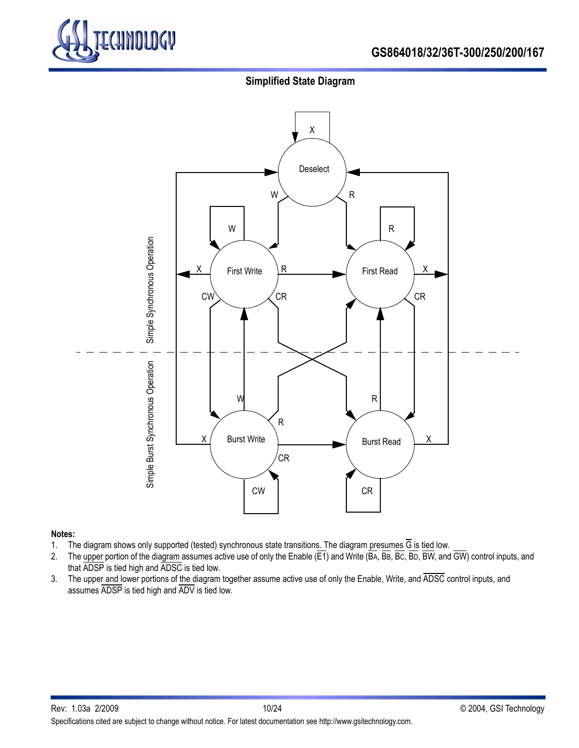## Simplified State Diagram

**Notes:**

1. The diagram shows only supported (tested) synchronous state transitions. The diagram presumes $\overline{G}$ is tied low.
2. The upper portion of the diagram assumes active use of only the Enable ($\overline{E1}$) and Write ($\overline{B_A}$, $\overline{B_B}$, $\overline{B_C}$, $\overline{B_D}$, $\overline{BW}$, and $\overline{GW}$) control inputs, and that $\overline{ADSP}$ is tied high and $\overline{ADSC}$ is tied low.
3. The upper and lower portions of the diagram together assume active use of only the Enable, Write, and $\overline{ADSC}$ control inputs, and assumes $\overline{ADSP}$ is tied high and $\overline{ADV}$ is tied low.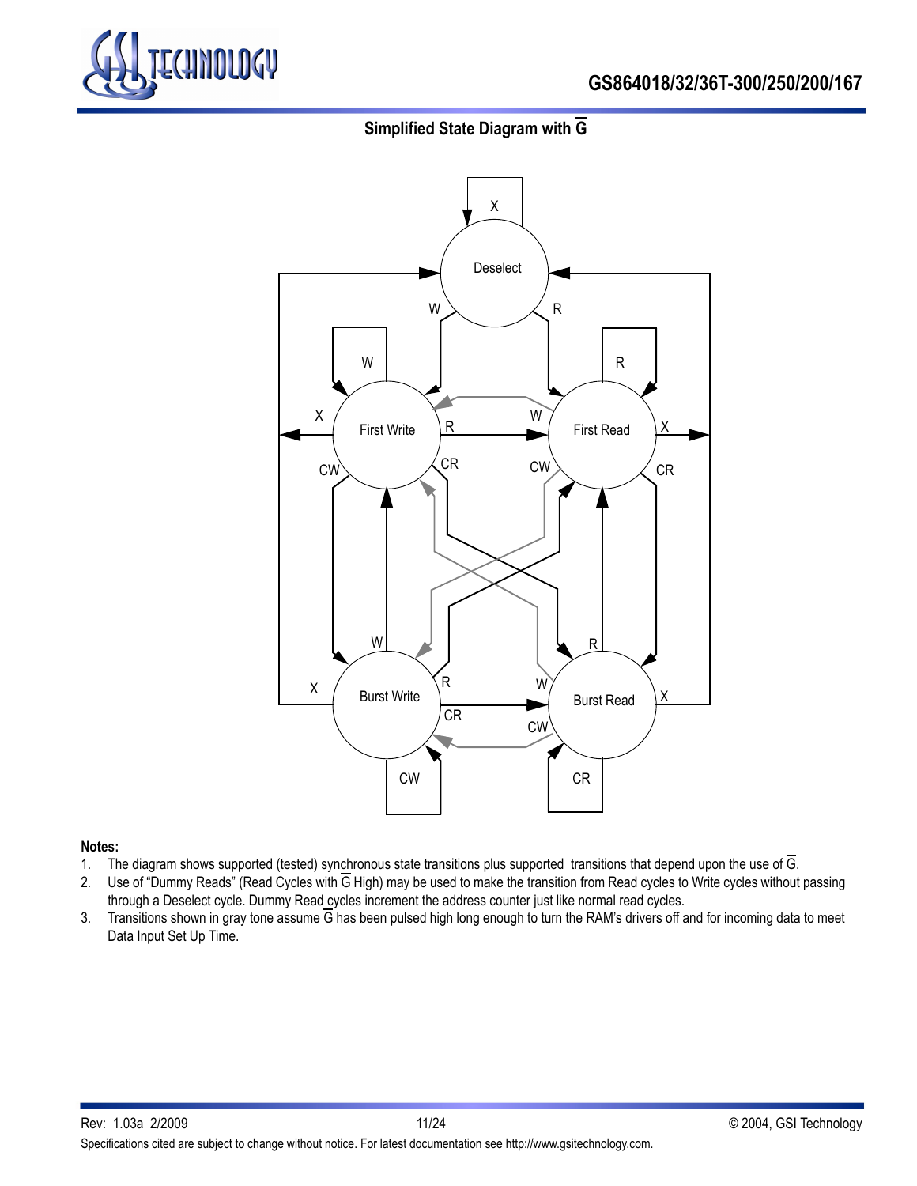## Simplified State Diagram with $\overline{G}$

**Notes:**

1. The diagram shows supported (tested) synchronous state transitions plus supported transitions that depend upon the use of $\overline{G}$.
2. Use of "Dummy Reads" (Read Cycles with $\overline{G}$ High) may be used to make the transition from Read cycles to Write cycles without passing through a Deselect cycle. Dummy Read cycles increment the address counter just like normal read cycles.
3. Transitions shown in gray tone assume $\overline{G}$ has been pulsed high long enough to turn the RAM's drivers off and for incoming data to meet Data Input Set Up Time.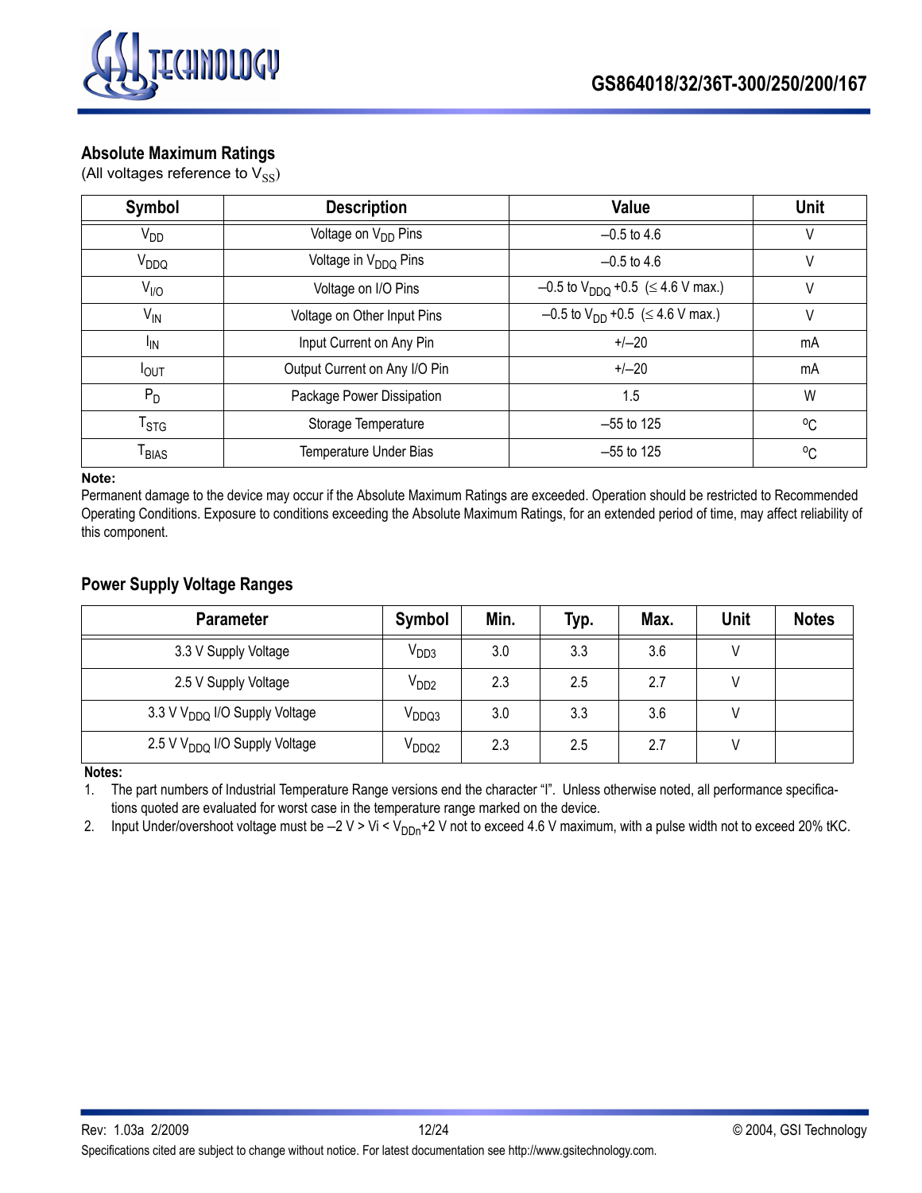## Absolute Maximum Ratings

(All voltages reference to $V_{SS}$)

| Symbol | Description | Value | Unit |
|---|---|---|---|
| $V_{DD}$ | Voltage on $V_{DD}$ Pins | –0.5 to 4.6 | V |
| $V_{DDQ}$ | Voltage in $V_{DDQ}$ Pins | –0.5 to 4.6 | V |
| $V_{I/O}$ | Voltage on I/O Pins | –0.5 to $V_{DDQ}$ +0.5 (≤ 4.6 V max.) | V |
| $V_{IN}$ | Voltage on Other Input Pins | –0.5 to $V_{DD}$ +0.5 (≤ 4.6 V max.) | V |
| $I_{IN}$ | Input Current on Any Pin | +/–20 | mA |
| $I_{OUT}$ | Output Current on Any I/O Pin | +/–20 | mA |
| $P_D$ | Package Power Dissipation | 1.5 | W |
| $T_{STG}$ | Storage Temperature | –55 to 125 | °C |
| $T_{BIAS}$ | Temperature Under Bias | –55 to 125 | °C |

**Note:**

Permanent damage to the device may occur if the Absolute Maximum Ratings are exceeded. Operation should be restricted to Recommended Operating Conditions. Exposure to conditions exceeding the Absolute Maximum Ratings, for an extended period of time, may affect reliability of this component.

## Power Supply Voltage Ranges

| Parameter | Symbol | Min. | Typ. | Max. | Unit | Notes |
|---|---|---|---|---|---|---|
| 3.3 V Supply Voltage | $V_{DD3}$ | 3.0 | 3.3 | 3.6 | V | |
| 2.5 V Supply Voltage | $V_{DD2}$ | 2.3 | 2.5 | 2.7 | V | |
| 3.3 V $V_{DDQ}$ I/O Supply Voltage | $V_{DDQ3}$ | 3.0 | 3.3 | 3.6 | V | |
| 2.5 V $V_{DDQ}$ I/O Supply Voltage | $V_{DDQ2}$ | 2.3 | 2.5 | 2.7 | V | |

**Notes:**

1. The part numbers of Industrial Temperature Range versions end the character "I". Unless otherwise noted, all performance specifications quoted are evaluated for worst case in the temperature range marked on the device.
2. Input Under/overshoot voltage must be –2 V > Vi < $V_{DDn}$+2 V not to exceed 4.6 V maximum, with a pulse width not to exceed 20% tKC.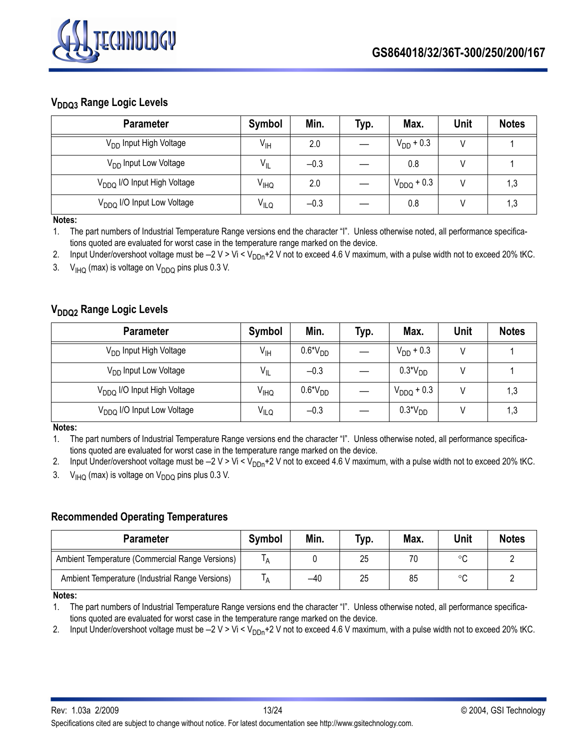### $V_{DDQ3}$ Range Logic Levels

| Parameter | Symbol | Min. | Typ. | Max. | Unit | Notes |
|---|---|---|---|---|---|---|
| $V_{DD}$ Input High Voltage | $V_{IH}$ | 2.0 | — | $V_{DD}$ + 0.3 | V | 1 |
| $V_{DD}$ Input Low Voltage | $V_{IL}$ | –0.3 | — | 0.8 | V | 1 |
| $V_{DDQ}$ I/O Input High Voltage | $V_{IHQ}$ | 2.0 | — | $V_{DDQ}$ + 0.3 | V | 1,3 |
| $V_{DDQ}$ I/O Input Low Voltage | $V_{ILQ}$ | –0.3 | — | 0.8 | V | 1,3 |

**Notes:**

1. The part numbers of Industrial Temperature Range versions end the character "I". Unless otherwise noted, all performance specifications quoted are evaluated for worst case in the temperature range marked on the device.
2. Input Under/overshoot voltage must be –2 V > Vi < $V_{DDn}$+2 V not to exceed 4.6 V maximum, with a pulse width not to exceed 20% tKC.
3. $V_{IHQ}$ (max) is voltage on $V_{DDQ}$ pins plus 0.3 V.

### $V_{DDQ2}$ Range Logic Levels

| Parameter | Symbol | Min. | Typ. | Max. | Unit | Notes |
|---|---|---|---|---|---|---|
| $V_{DD}$ Input High Voltage | $V_{IH}$ | 0.6*$V_{DD}$ | — | $V_{DD}$ + 0.3 | V | 1 |
| $V_{DD}$ Input Low Voltage | $V_{IL}$ | –0.3 | — | 0.3*$V_{DD}$ | V | 1 |
| $V_{DDQ}$ I/O Input High Voltage | $V_{IHQ}$ | 0.6*$V_{DD}$ | — | $V_{DDQ}$ + 0.3 | V | 1,3 |
| $V_{DDQ}$ I/O Input Low Voltage | $V_{ILQ}$ | –0.3 | — | 0.3*$V_{DD}$ | V | 1,3 |

**Notes:**

1. The part numbers of Industrial Temperature Range versions end the character "I". Unless otherwise noted, all performance specifications quoted are evaluated for worst case in the temperature range marked on the device.
2. Input Under/overshoot voltage must be –2 V > Vi < $V_{DDn}$+2 V not to exceed 4.6 V maximum, with a pulse width not to exceed 20% tKC.
3. $V_{IHQ}$ (max) is voltage on $V_{DDQ}$ pins plus 0.3 V.

### Recommended Operating Temperatures

| Parameter | Symbol | Min. | Typ. | Max. | Unit | Notes |
|---|---|---|---|---|---|---|
| Ambient Temperature (Commercial Range Versions) | $T_A$ | 0 | 25 | 70 | °C | 2 |
| Ambient Temperature (Industrial Range Versions) | $T_A$ | –40 | 25 | 85 | °C | 2 |

**Notes:**

1. The part numbers of Industrial Temperature Range versions end the character "I". Unless otherwise noted, all performance specifications quoted are evaluated for worst case in the temperature range marked on the device.
2. Input Under/overshoot voltage must be –2 V > Vi < $V_{DDn}$+2 V not to exceed 4.6 V maximum, with a pulse width not to exceed 20% tKC.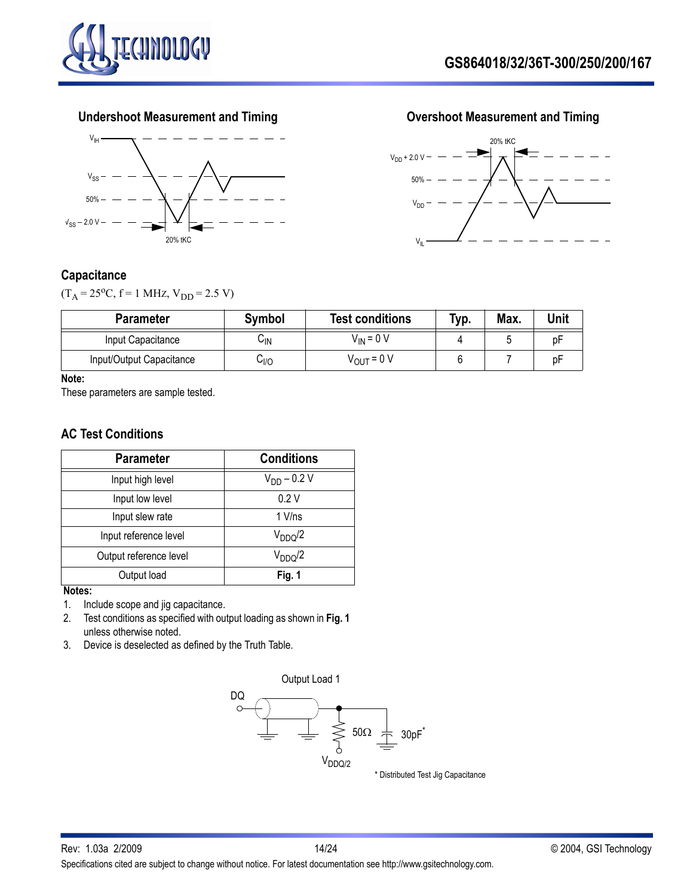### Undershoot Measurement and Timing

### Overshoot Measurement and Timing

### Capacitance

($T_A$ = 25°C, f = 1 MHz, $V_{DD}$ = 2.5 V)

| Parameter | Symbol | Test conditions | Typ. | Max. | Unit |
|---|---|---|---|---|---|
| Input Capacitance | $C_{IN}$ | $V_{IN}$ = 0 V | 4 | 5 | pF |
| Input/Output Capacitance | $C_{I/O}$ | $V_{OUT}$ = 0 V | 6 | 7 | pF |

**Note:**
These parameters are sample tested.

### AC Test Conditions

| Parameter | Conditions |
|---|---|
| Input high level | $V_{DD}$ – 0.2 V |
| Input low level | 0.2 V |
| Input slew rate | 1 V/ns |
| Input reference level | $V_{DDQ}/2$ |
| Output reference level | $V_{DDQ}/2$ |
| Output load | **Fig. 1** |

**Notes:**
1. Include scope and jig capacitance.
2. Test conditions as specified with output loading as shown in **Fig. 1** unless otherwise noted.
3. Device is deselected as defined by the Truth Table.

Output Load 1

* Distributed Test Jig Capacitance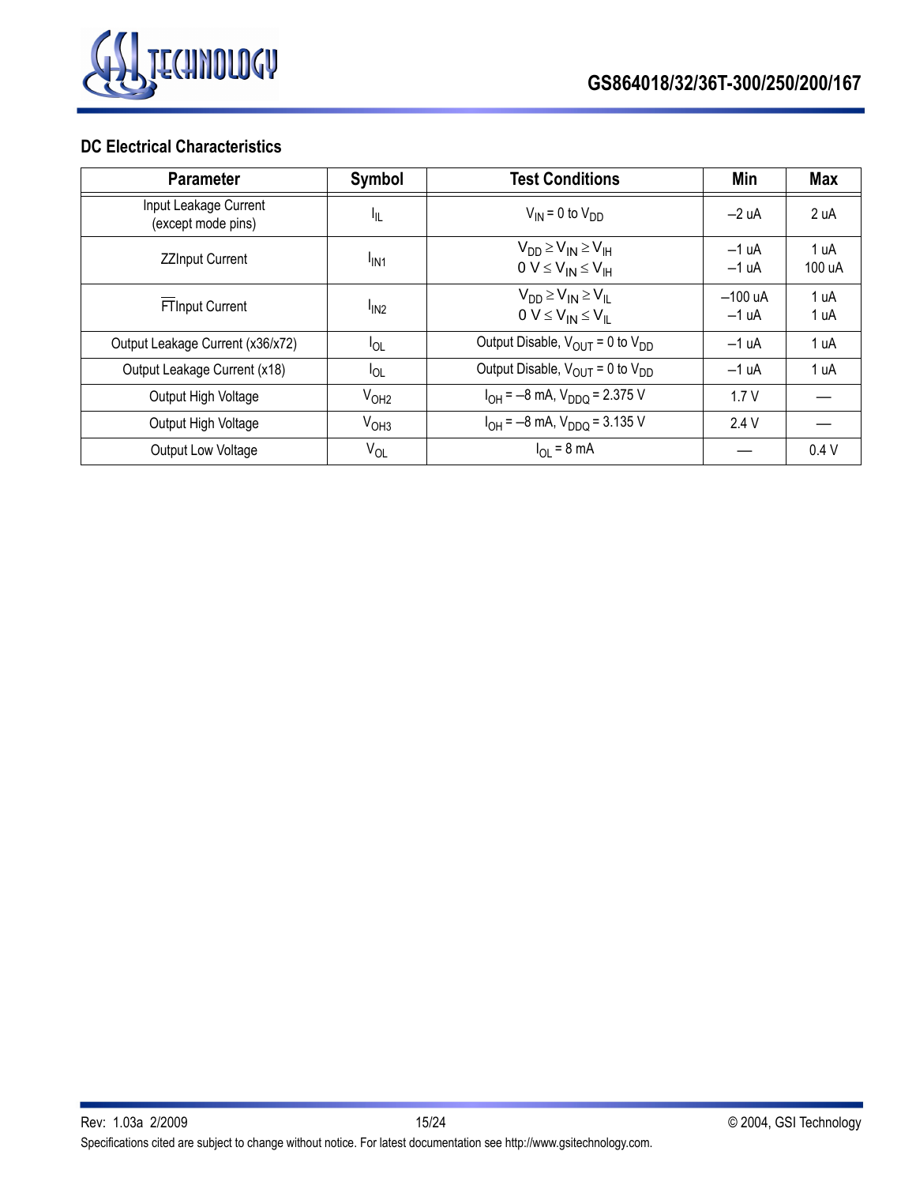### DC Electrical Characteristics

| Parameter | Symbol | Test Conditions | Min | Max |
|---|---|---|---|---|
| Input Leakage Current (except mode pins) | $I_{IL}$ | $V_{IN}$ = 0 to $V_{DD}$ | –2 uA | 2 uA |
| ZZInput Current | $I_{IN1}$ | $V_{DD} \geq V_{IN} \geq V_{IH}$<br>$0\ V \leq V_{IN} \leq V_{IH}$ | –1 uA<br>–1 uA | 1 uA<br>100 uA |
| $\overline{FT}$Input Current | $I_{IN2}$ | $V_{DD} \geq V_{IN} \geq V_{IL}$<br>$0\ V \leq V_{IN} \leq V_{IL}$ | –100 uA<br>–1 uA | 1 uA<br>1 uA |
| Output Leakage Current (x36/x72) | $I_{OL}$ | Output Disable, $V_{OUT}$ = 0 to $V_{DD}$ | –1 uA | 1 uA |
| Output Leakage Current (x18) | $I_{OL}$ | Output Disable, $V_{OUT}$ = 0 to $V_{DD}$ | –1 uA | 1 uA |
| Output High Voltage | $V_{OH2}$ | $I_{OH}$ = –8 mA, $V_{DDQ}$ = 2.375 V | 1.7 V | — |
| Output High Voltage | $V_{OH3}$ | $I_{OH}$ = –8 mA, $V_{DDQ}$ = 3.135 V | 2.4 V | — |
| Output Low Voltage | $V_{OL}$ | $I_{OL}$ = 8 mA | — | 0.4 V |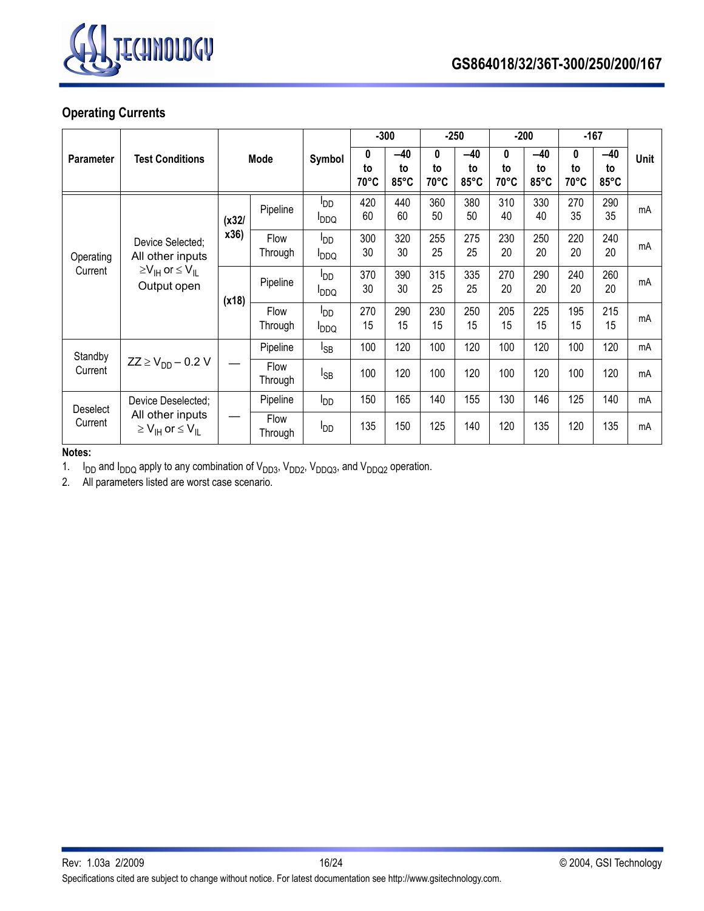## Operating Currents

| Parameter | Test Conditions | Mode | | Symbol | -300 | | -250 | | -200 | | -167 | | Unit |
|---|---|---|---|---|---|---|---|---|---|---|---|---|---|
| | | | | | 0 to 70°C | –40 to 85°C | 0 to 70°C | –40 to 85°C | 0 to 70°C | –40 to 85°C | 0 to 70°C | –40 to 85°C | |
| Operating Current | Device Selected; All other inputs $\geq V_{IH}$ or $\leq V_{IL}$ Output open | (x32/ x36) | Pipeline | $I_{DD}$ $I_{DDQ}$ | 420 60 | 440 60 | 360 50 | 380 50 | 310 40 | 330 40 | 270 35 | 290 35 | mA |
| | | | Flow Through | $I_{DD}$ $I_{DDQ}$ | 300 30 | 320 30 | 255 25 | 275 25 | 230 20 | 250 20 | 220 20 | 240 20 | mA |
| | | (x18) | Pipeline | $I_{DD}$ $I_{DDQ}$ | 370 30 | 390 30 | 315 25 | 335 25 | 270 20 | 290 20 | 240 20 | 260 20 | mA |
| | | | Flow Through | $I_{DD}$ $I_{DDQ}$ | 270 15 | 290 15 | 230 15 | 250 15 | 205 15 | 225 15 | 195 15 | 215 15 | mA |
| Standby Current | $ZZ \geq V_{DD} - 0.2$ V | — | Pipeline | $I_{SB}$ | 100 | 120 | 100 | 120 | 100 | 120 | 100 | 120 | mA |
| | | | Flow Through | $I_{SB}$ | 100 | 120 | 100 | 120 | 100 | 120 | 100 | 120 | mA |
| Deselect Current | Device Deselected; All other inputs $\geq V_{IH}$ or $\leq V_{IL}$ | — | Pipeline | $I_{DD}$ | 150 | 165 | 140 | 155 | 130 | 146 | 125 | 140 | mA |
| | | | Flow Through | $I_{DD}$ | 135 | 150 | 125 | 140 | 120 | 135 | 120 | 135 | mA |

**Notes:**

1. $I_{DD}$ and $I_{DDQ}$ apply to any combination of $V_{DD3}$, $V_{DD2}$, $V_{DDQ3}$, and $V_{DDQ2}$ operation.
2. All parameters listed are worst case scenario.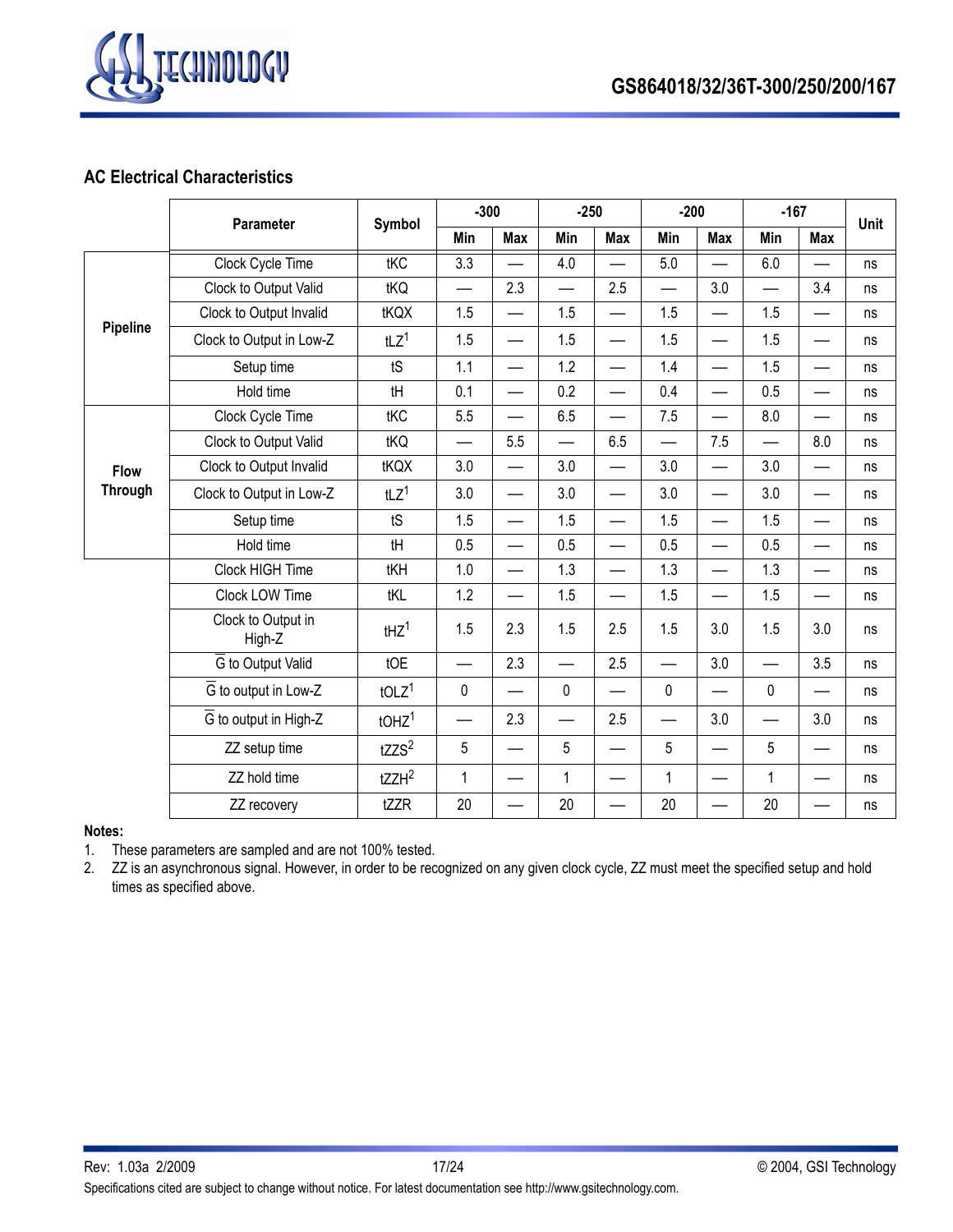## AC Electrical Characteristics

| | Parameter | Symbol | -300 | | -250 | | -200 | | -167 | | Unit |
|---|---|---|---|---|---|---|---|---|---|---|---|
| | | | Min | Max | Min | Max | Min | Max | Min | Max | |
| Pipeline | Clock Cycle Time | tKC | 3.3 | — | 4.0 | — | 5.0 | — | 6.0 | — | ns |
| | Clock to Output Valid | tKQ | — | 2.3 | — | 2.5 | — | 3.0 | — | 3.4 | ns |
| | Clock to Output Invalid | tKQX | 1.5 | — | 1.5 | — | 1.5 | — | 1.5 | — | ns |
| | Clock to Output in Low-Z | tLZ[1] | 1.5 | — | 1.5 | — | 1.5 | — | 1.5 | — | ns |
| | Setup time | tS | 1.1 | — | 1.2 | — | 1.4 | — | 1.5 | — | ns |
| | Hold time | tH | 0.1 | — | 0.2 | — | 0.4 | — | 0.5 | — | ns |
| Flow Through | Clock Cycle Time | tKC | 5.5 | — | 6.5 | — | 7.5 | — | 8.0 | — | ns |
| | Clock to Output Valid | tKQ | — | 5.5 | — | 6.5 | — | 7.5 | — | 8.0 | ns |
| | Clock to Output Invalid | tKQX | 3.0 | — | 3.0 | — | 3.0 | — | 3.0 | — | ns |
| | Clock to Output in Low-Z | tLZ[1] | 3.0 | — | 3.0 | — | 3.0 | — | 3.0 | — | ns |
| | Setup time | tS | 1.5 | — | 1.5 | — | 1.5 | — | 1.5 | — | ns |
| | Hold time | tH | 0.5 | — | 0.5 | — | 0.5 | — | 0.5 | — | ns |
| | Clock HIGH Time | tKH | 1.0 | — | 1.3 | — | 1.3 | — | 1.3 | — | ns |
| | Clock LOW Time | tKL | 1.2 | — | 1.5 | — | 1.5 | — | 1.5 | — | ns |
| | Clock to Output in High-Z | tHZ[1] | 1.5 | 2.3 | 1.5 | 2.5 | 1.5 | 3.0 | 1.5 | 3.0 | ns |
| | $\overline{G}$ to Output Valid | tOE | — | 2.3 | — | 2.5 | — | 3.0 | — | 3.5 | ns |
| | $\overline{G}$ to output in Low-Z | tOLZ[1] | 0 | — | 0 | — | 0 | — | 0 | — | ns |
| | $\overline{G}$ to output in High-Z | tOHZ[1] | — | 2.3 | — | 2.5 | — | 3.0 | — | 3.0 | ns |
| | ZZ setup time | tZZS[2] | 5 | — | 5 | — | 5 | — | 5 | — | ns |
| | ZZ hold time | tZZH[2] | 1 | — | 1 | — | 1 | — | 1 | — | ns |
| | ZZ recovery | tZZR | 20 | — | 20 | — | 20 | — | 20 | — | ns |

**Notes:**

1. These parameters are sampled and are not 100% tested.
2. ZZ is an asynchronous signal. However, in order to be recognized on any given clock cycle, ZZ must meet the specified setup and hold times as specified above.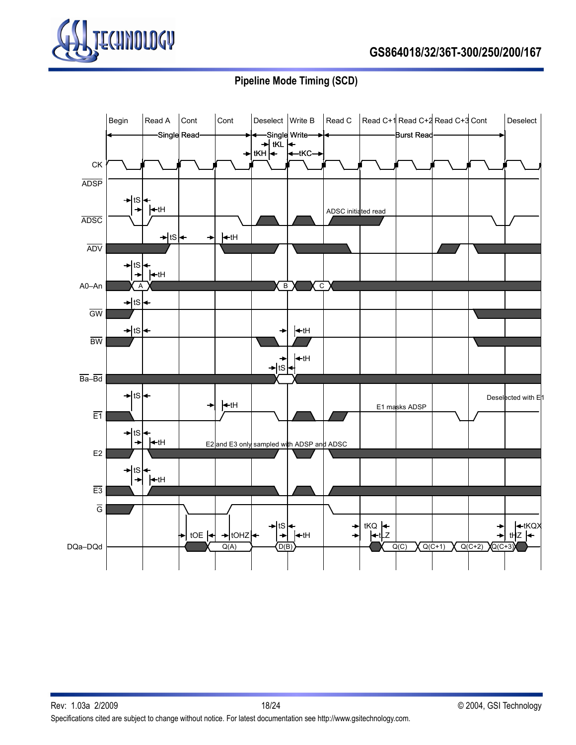## Pipeline Mode Timing (SCD)

Begin | Read A | Cont | Cont | Deselect | Write B | Read C | Read C+1 | Read C+2 | Read C+3 | Cont | Deselect

Single Read — Single Write — Burst Read

tKH tKL tKC

CK

ADSP

tS tH

ADSC — ADSC initiated read

tS tH

ADV

tS tH

A0–An — A, B, C

tS

GW

tS tH

BW

tS tH

Ba–Bd

tS tH

E1 — E1 masks ADSP — Deselected with E1

tS tH

E2 — E2 and E3 only sampled with ADSP and ADSC

tS tH

E3

G

tOE tOHZ tS tH tKQ tLZ tHZ tKQX

DQa–DQd — Q(A), D(B), Q(C), Q(C+1), Q(C+2), Q(C+3)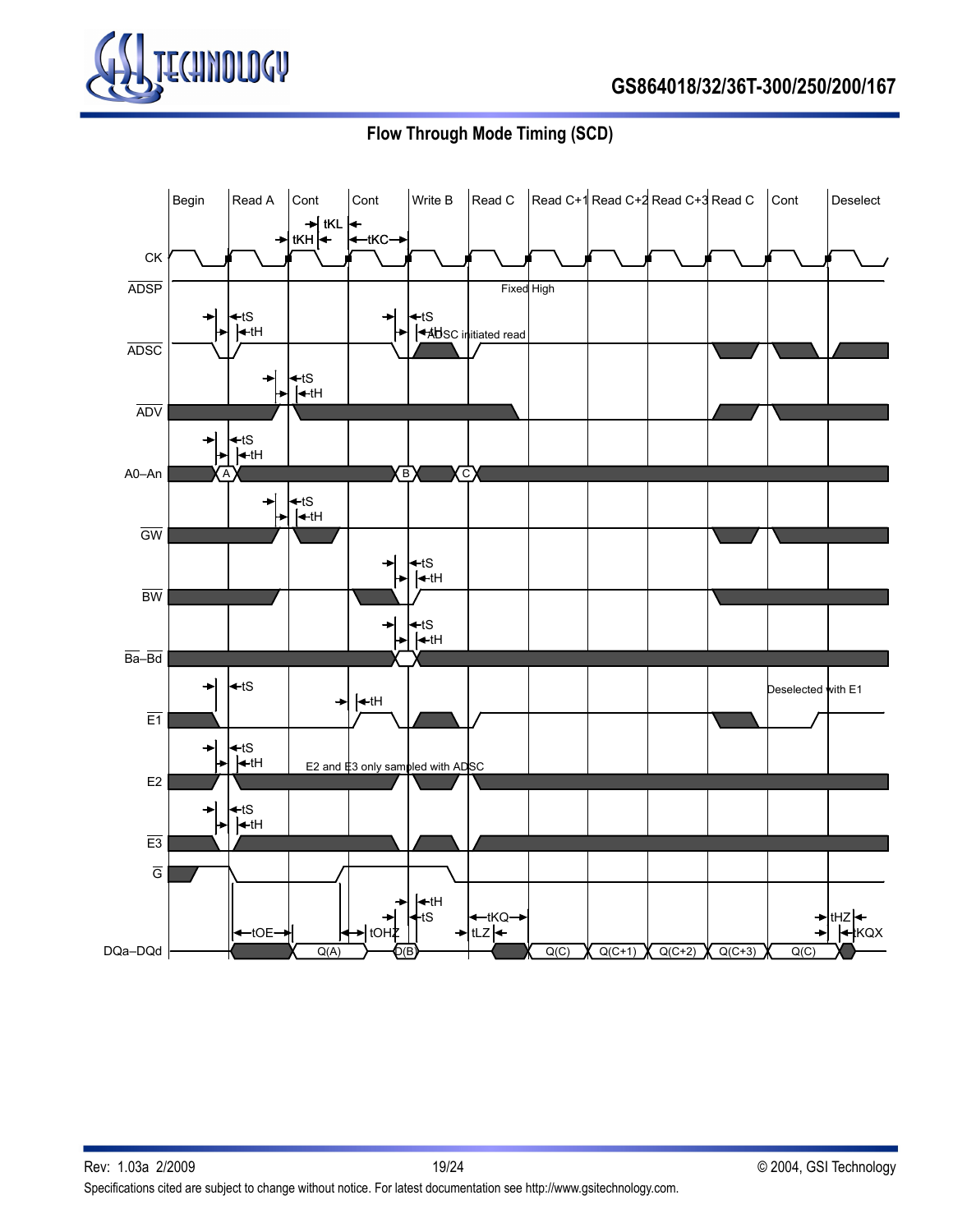## Flow Through Mode Timing (SCD)

Begin | Read A | Cont | Cont | Write B | Read C | Read C+1 | Read C+2 | Read C+3 | Read C | Cont | Deselect

tKL  tKH  tKC

CK

ADSP — Fixed High

ADSC — tS, tH — ADSC initiated read

ADV — tS, tH

A0–An — A, B, C — tS, tH

GW — tS, tH

BW — tS, tH

Ba–Bd — tS, tH

E1 — tS, tH — Deselected with E1

E2 — tS, tH — E2 and E3 only sampled with ADSC

E3 — tS, tH

G

DQa–DQd — tOE, Q(A), tOHZ, D(B), tH, tS, tKQ, tLZ, Q(C), Q(C+1), Q(C+2), Q(C+3), Q(C), tHZ, tKQX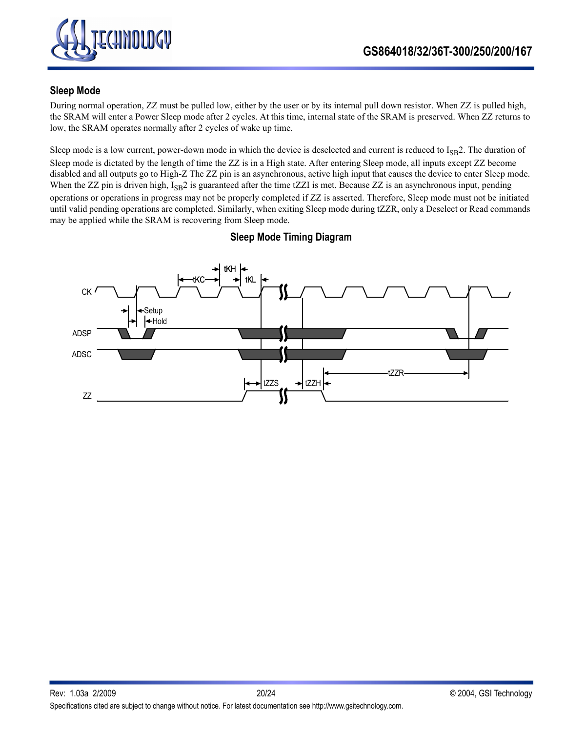## Sleep Mode

During normal operation, ZZ must be pulled low, either by the user or by its internal pull down resistor. When ZZ is pulled high, the SRAM will enter a Power Sleep mode after 2 cycles. At this time, internal state of the SRAM is preserved. When ZZ returns to low, the SRAM operates normally after 2 cycles of wake up time.

Sleep mode is a low current, power-down mode in which the device is deselected and current is reduced to $I_{SB}2$. The duration of Sleep mode is dictated by the length of time the ZZ is in a High state. After entering Sleep mode, all inputs except ZZ become disabled and all outputs go to High-Z The ZZ pin is an asynchronous, active high input that causes the device to enter Sleep mode. When the ZZ pin is driven high, $I_{SB}2$ is guaranteed after the time tZZI is met. Because ZZ is an asynchronous input, pending operations or operations in progress may not be properly completed if ZZ is asserted. Therefore, Sleep mode must not be initiated until valid pending operations are completed. Similarly, when exiting Sleep mode during tZZR, only a Deselect or Read commands may be applied while the SRAM is recovering from Sleep mode.

### Sleep Mode Timing Diagram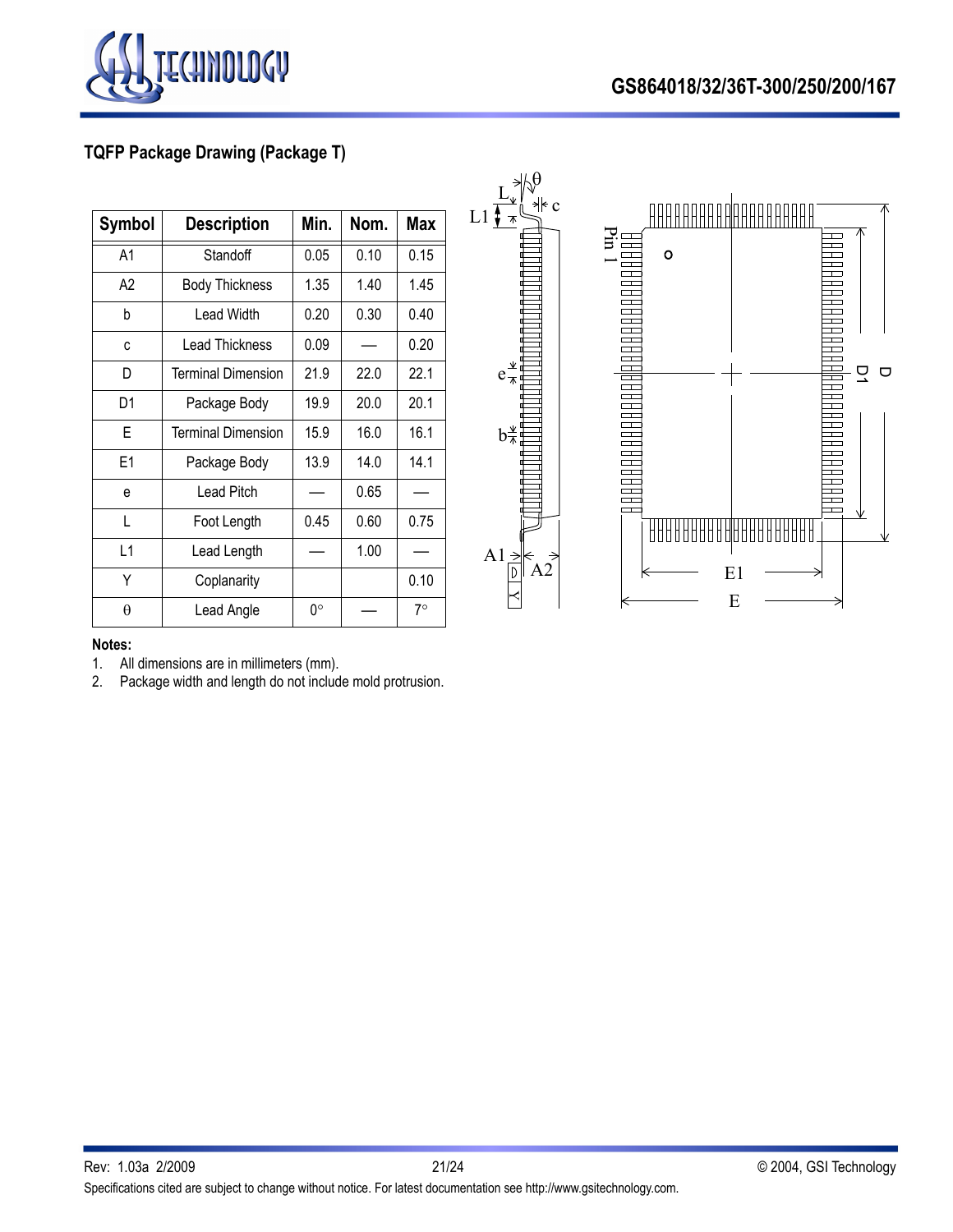## TQFP Package Drawing (Package T)

| Symbol | Description | Min. | Nom. | Max |
|---|---|---|---|---|
| A1 | Standoff | 0.05 | 0.10 | 0.15 |
| A2 | Body Thickness | 1.35 | 1.40 | 1.45 |
| b | Lead Width | 0.20 | 0.30 | 0.40 |
| c | Lead Thickness | 0.09 | — | 0.20 |
| D | Terminal Dimension | 21.9 | 22.0 | 22.1 |
| D1 | Package Body | 19.9 | 20.0 | 20.1 |
| E | Terminal Dimension | 15.9 | 16.0 | 16.1 |
| E1 | Package Body | 13.9 | 14.0 | 14.1 |
| e | Lead Pitch | — | 0.65 | — |
| L | Foot Length | 0.45 | 0.60 | 0.75 |
| L1 | Lead Length | — | 1.00 | — |
| Y | Coplanarity | | | 0.10 |
| θ | Lead Angle | 0° | — | 7° |

**Notes:**

1. All dimensions are in millimeters (mm).
2. Package width and length do not include mold protrusion.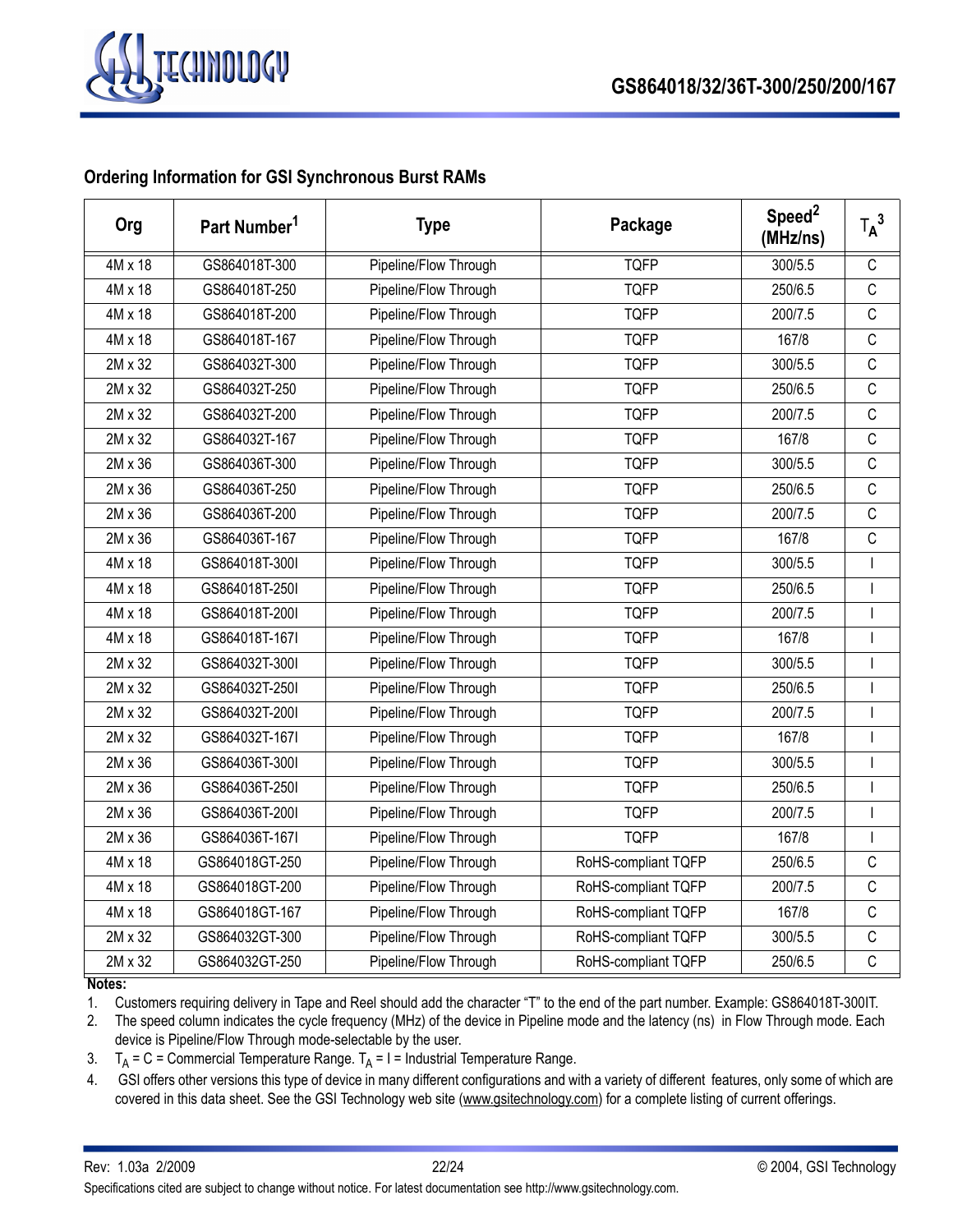## Ordering Information for GSI Synchronous Burst RAMs

| Org | Part Number[1] | Type | Package | Speed[2] (MHz/ns) | $T_A$[3] |
|---|---|---|---|---|---|
| 4M x 18 | GS864018T-300 | Pipeline/Flow Through | TQFP | 300/5.5 | C |
| 4M x 18 | GS864018T-250 | Pipeline/Flow Through | TQFP | 250/6.5 | C |
| 4M x 18 | GS864018T-200 | Pipeline/Flow Through | TQFP | 200/7.5 | C |
| 4M x 18 | GS864018T-167 | Pipeline/Flow Through | TQFP | 167/8 | C |
| 2M x 32 | GS864032T-300 | Pipeline/Flow Through | TQFP | 300/5.5 | C |
| 2M x 32 | GS864032T-250 | Pipeline/Flow Through | TQFP | 250/6.5 | C |
| 2M x 32 | GS864032T-200 | Pipeline/Flow Through | TQFP | 200/7.5 | C |
| 2M x 32 | GS864032T-167 | Pipeline/Flow Through | TQFP | 167/8 | C |
| 2M x 36 | GS864036T-300 | Pipeline/Flow Through | TQFP | 300/5.5 | C |
| 2M x 36 | GS864036T-250 | Pipeline/Flow Through | TQFP | 250/6.5 | C |
| 2M x 36 | GS864036T-200 | Pipeline/Flow Through | TQFP | 200/7.5 | C |
| 2M x 36 | GS864036T-167 | Pipeline/Flow Through | TQFP | 167/8 | C |
| 4M x 18 | GS864018T-300I | Pipeline/Flow Through | TQFP | 300/5.5 | I |
| 4M x 18 | GS864018T-250I | Pipeline/Flow Through | TQFP | 250/6.5 | I |
| 4M x 18 | GS864018T-200I | Pipeline/Flow Through | TQFP | 200/7.5 | I |
| 4M x 18 | GS864018T-167I | Pipeline/Flow Through | TQFP | 167/8 | I |
| 2M x 32 | GS864032T-300I | Pipeline/Flow Through | TQFP | 300/5.5 | I |
| 2M x 32 | GS864032T-250I | Pipeline/Flow Through | TQFP | 250/6.5 | I |
| 2M x 32 | GS864032T-200I | Pipeline/Flow Through | TQFP | 200/7.5 | I |
| 2M x 32 | GS864032T-167I | Pipeline/Flow Through | TQFP | 167/8 | I |
| 2M x 36 | GS864036T-300I | Pipeline/Flow Through | TQFP | 300/5.5 | I |
| 2M x 36 | GS864036T-250I | Pipeline/Flow Through | TQFP | 250/6.5 | I |
| 2M x 36 | GS864036T-200I | Pipeline/Flow Through | TQFP | 200/7.5 | I |
| 2M x 36 | GS864036T-167I | Pipeline/Flow Through | TQFP | 167/8 | I |
| 4M x 18 | GS864018GT-250 | Pipeline/Flow Through | RoHS-compliant TQFP | 250/6.5 | C |
| 4M x 18 | GS864018GT-200 | Pipeline/Flow Through | RoHS-compliant TQFP | 200/7.5 | C |
| 4M x 18 | GS864018GT-167 | Pipeline/Flow Through | RoHS-compliant TQFP | 167/8 | C |
| 2M x 32 | GS864032GT-300 | Pipeline/Flow Through | RoHS-compliant TQFP | 300/5.5 | C |
| 2M x 32 | GS864032GT-250 | Pipeline/Flow Through | RoHS-compliant TQFP | 250/6.5 | C |

**Notes:**

1. Customers requiring delivery in Tape and Reel should add the character "T" to the end of the part number. Example: GS864018T-300IT.
2. The speed column indicates the cycle frequency (MHz) of the device in Pipeline mode and the latency (ns) in Flow Through mode. Each device is Pipeline/Flow Through mode-selectable by the user.
3. $T_A$ = C = Commercial Temperature Range. $T_A$ = I = Industrial Temperature Range.
4. GSI offers other versions this type of device in many different configurations and with a variety of different features, only some of which are covered in this data sheet. See the GSI Technology web site (www.gsitechnology.com) for a complete listing of current offerings.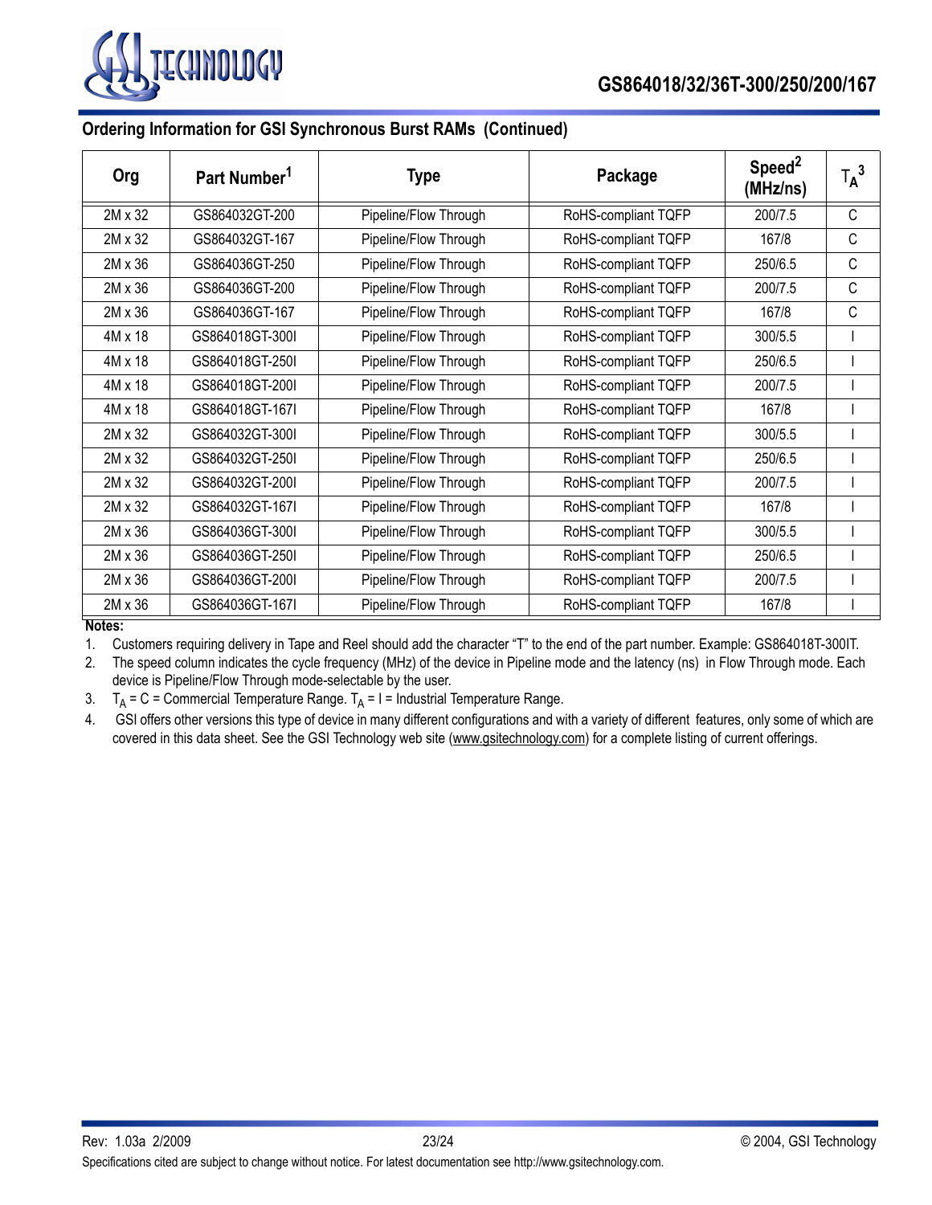## Ordering Information for GSI Synchronous Burst RAMs (Continued)

| Org | Part Number[1] | Type | Package | Speed[2] (MHz/ns) | $T_A$[3] |
|---|---|---|---|---|---|
| 2M x 32 | GS864032GT-200 | Pipeline/Flow Through | RoHS-compliant TQFP | 200/7.5 | C |
| 2M x 32 | GS864032GT-167 | Pipeline/Flow Through | RoHS-compliant TQFP | 167/8 | C |
| 2M x 36 | GS864036GT-250 | Pipeline/Flow Through | RoHS-compliant TQFP | 250/6.5 | C |
| 2M x 36 | GS864036GT-200 | Pipeline/Flow Through | RoHS-compliant TQFP | 200/7.5 | C |
| 2M x 36 | GS864036GT-167 | Pipeline/Flow Through | RoHS-compliant TQFP | 167/8 | C |
| 4M x 18 | GS864018GT-300I | Pipeline/Flow Through | RoHS-compliant TQFP | 300/5.5 | I |
| 4M x 18 | GS864018GT-250I | Pipeline/Flow Through | RoHS-compliant TQFP | 250/6.5 | I |
| 4M x 18 | GS864018GT-200I | Pipeline/Flow Through | RoHS-compliant TQFP | 200/7.5 | I |
| 4M x 18 | GS864018GT-167I | Pipeline/Flow Through | RoHS-compliant TQFP | 167/8 | I |
| 2M x 32 | GS864032GT-300I | Pipeline/Flow Through | RoHS-compliant TQFP | 300/5.5 | I |
| 2M x 32 | GS864032GT-250I | Pipeline/Flow Through | RoHS-compliant TQFP | 250/6.5 | I |
| 2M x 32 | GS864032GT-200I | Pipeline/Flow Through | RoHS-compliant TQFP | 200/7.5 | I |
| 2M x 32 | GS864032GT-167I | Pipeline/Flow Through | RoHS-compliant TQFP | 167/8 | I |
| 2M x 36 | GS864036GT-300I | Pipeline/Flow Through | RoHS-compliant TQFP | 300/5.5 | I |
| 2M x 36 | GS864036GT-250I | Pipeline/Flow Through | RoHS-compliant TQFP | 250/6.5 | I |
| 2M x 36 | GS864036GT-200I | Pipeline/Flow Through | RoHS-compliant TQFP | 200/7.5 | I |
| 2M x 36 | GS864036GT-167I | Pipeline/Flow Through | RoHS-compliant TQFP | 167/8 | I |

**Notes:**

1. Customers requiring delivery in Tape and Reel should add the character "T" to the end of the part number. Example: GS864018T-300IT.
2. The speed column indicates the cycle frequency (MHz) of the device in Pipeline mode and the latency (ns) in Flow Through mode. Each device is Pipeline/Flow Through mode-selectable by the user.
3. $T_A$ = C = Commercial Temperature Range. $T_A$ = I = Industrial Temperature Range.
4. GSI offers other versions this type of device in many different configurations and with a variety of different features, only some of which are covered in this data sheet. See the GSI Technology web site (www.gsitechnology.com) for a complete listing of current offerings.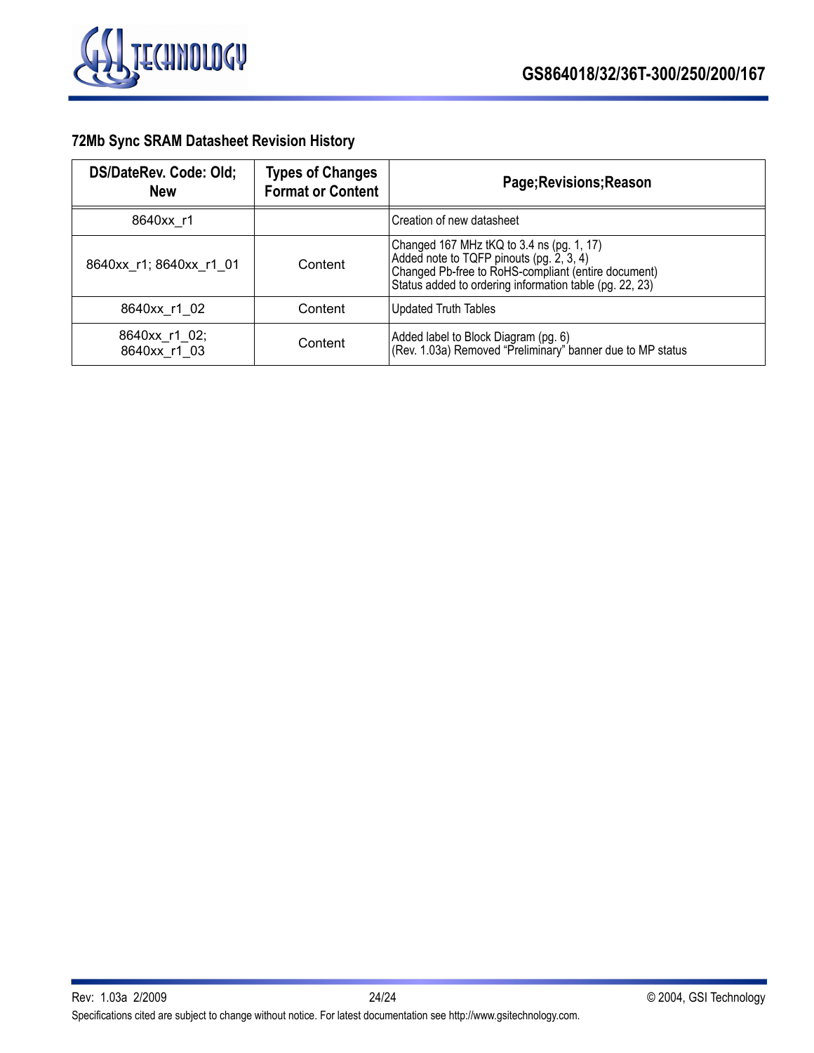## 72Mb Sync SRAM Datasheet Revision History

| DS/DateRev. Code: Old; New | Types of Changes Format or Content | Page;Revisions;Reason |
|---|---|---|
| 8640xx_r1 | | Creation of new datasheet |
| 8640xx_r1; 8640xx_r1_01 | Content | Changed 167 MHz tKQ to 3.4 ns (pg. 1, 17)<br>Added note to TQFP pinouts (pg. 2, 3, 4)<br>Changed Pb-free to RoHS-compliant (entire document)<br>Status added to ordering information table (pg. 22, 23) |
| 8640xx_r1_02 | Content | Updated Truth Tables |
| 8640xx_r1_02; 8640xx_r1_03 | Content | Added label to Block Diagram (pg. 6)<br>(Rev. 1.03a) Removed “Preliminary” banner due to MP status |